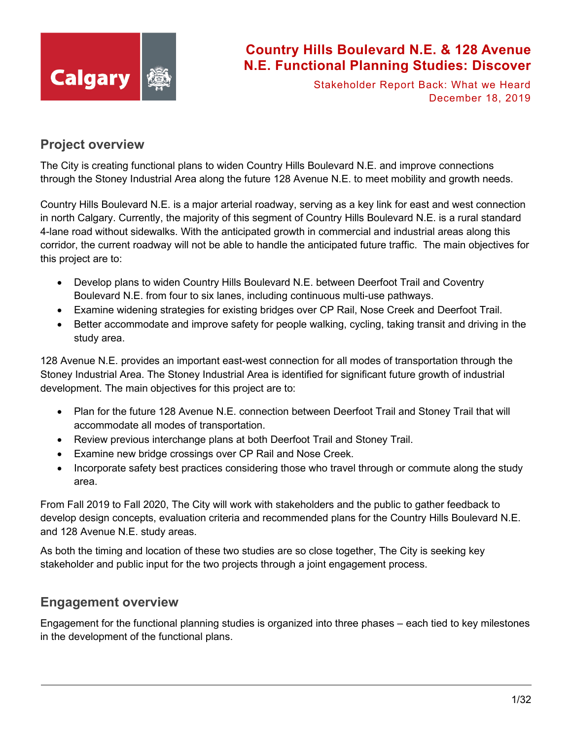# Country Hills Boulevard N.E. & 128 Avenue N.E. Functional Planning Studies: Discover

Stakeholder Report Back: What we Heard
December 18, 2019

## Project overview

The City is creating functional plans to widen Country Hills Boulevard N.E. and improve connections through the Stoney Industrial Area along the future 128 Avenue N.E. to meet mobility and growth needs.

Country Hills Boulevard N.E. is a major arterial roadway, serving as a key link for east and west connection in north Calgary. Currently, the majority of this segment of Country Hills Boulevard N.E. is a rural standard 4-lane road without sidewalks. With the anticipated growth in commercial and industrial areas along this corridor, the current roadway will not be able to handle the anticipated future traffic. The main objectives for this project are to:

- Develop plans to widen Country Hills Boulevard N.E. between Deerfoot Trail and Coventry Boulevard N.E. from four to six lanes, including continuous multi-use pathways.
- Examine widening strategies for existing bridges over CP Rail, Nose Creek and Deerfoot Trail.
- Better accommodate and improve safety for people walking, cycling, taking transit and driving in the study area.

128 Avenue N.E. provides an important east-west connection for all modes of transportation through the Stoney Industrial Area. The Stoney Industrial Area is identified for significant future growth of industrial development. The main objectives for this project are to:

- Plan for the future 128 Avenue N.E. connection between Deerfoot Trail and Stoney Trail that will accommodate all modes of transportation.
- Review previous interchange plans at both Deerfoot Trail and Stoney Trail.
- Examine new bridge crossings over CP Rail and Nose Creek.
- Incorporate safety best practices considering those who travel through or commute along the study area.

From Fall 2019 to Fall 2020, The City will work with stakeholders and the public to gather feedback to develop design concepts, evaluation criteria and recommended plans for the Country Hills Boulevard N.E. and 128 Avenue N.E. study areas.

As both the timing and location of these two studies are so close together, The City is seeking key stakeholder and public input for the two projects through a joint engagement process.

## Engagement overview

Engagement for the functional planning studies is organized into three phases – each tied to key milestones in the development of the functional plans.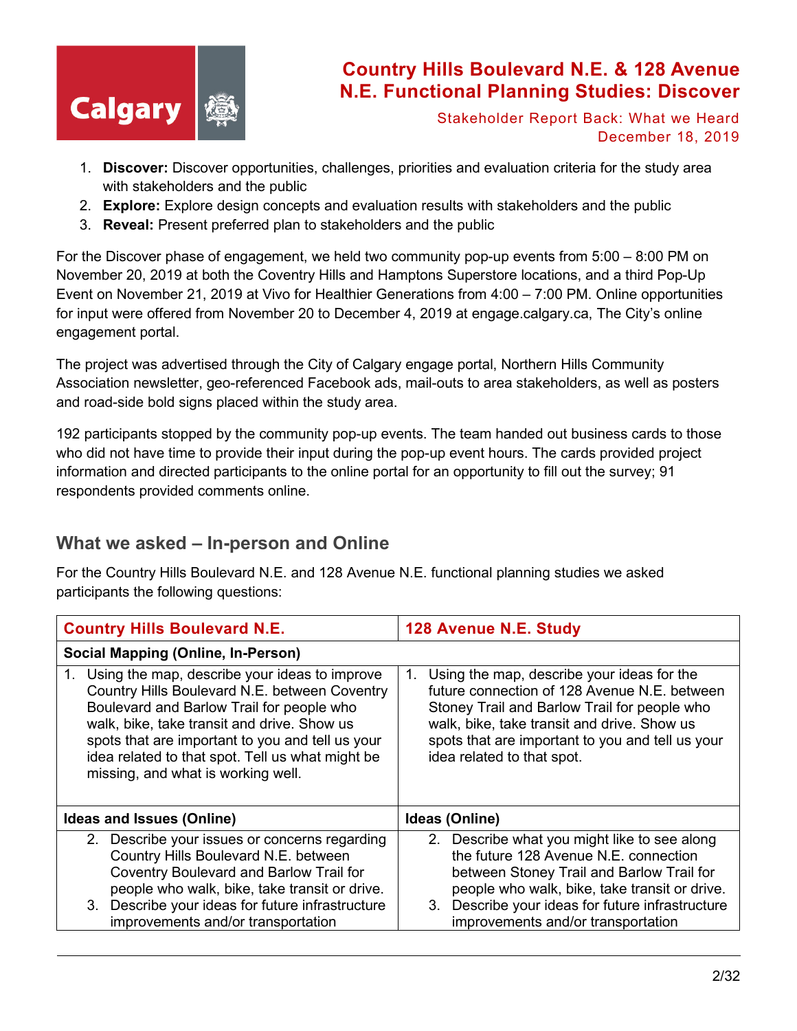1. **Discover:** Discover opportunities, challenges, priorities and evaluation criteria for the study area with stakeholders and the public
2. **Explore:** Explore design concepts and evaluation results with stakeholders and the public
3. **Reveal:** Present preferred plan to stakeholders and the public

For the Discover phase of engagement, we held two community pop-up events from 5:00 – 8:00 PM on November 20, 2019 at both the Coventry Hills and Hamptons Superstore locations, and a third Pop-Up Event on November 21, 2019 at Vivo for Healthier Generations from 4:00 – 7:00 PM. Online opportunities for input were offered from November 20 to December 4, 2019 at engage.calgary.ca, The City's online engagement portal.

The project was advertised through the City of Calgary engage portal, Northern Hills Community Association newsletter, geo-referenced Facebook ads, mail-outs to area stakeholders, as well as posters and road-side bold signs placed within the study area.

192 participants stopped by the community pop-up events. The team handed out business cards to those who did not have time to provide their input during the pop-up event hours. The cards provided project information and directed participants to the online portal for an opportunity to fill out the survey; 91 respondents provided comments online.

## What we asked – In-person and Online

For the Country Hills Boulevard N.E. and 128 Avenue N.E. functional planning studies we asked participants the following questions:

| Country Hills Boulevard N.E. | 128 Avenue N.E. Study |
|---|---|
| **Social Mapping (Online, In-Person)** | |
| 1. Using the map, describe your ideas to improve Country Hills Boulevard N.E. between Coventry Boulevard and Barlow Trail for people who walk, bike, take transit and drive. Show us spots that are important to you and tell us your idea related to that spot. Tell us what might be missing, and what is working well. | 1. Using the map, describe your ideas for the future connection of 128 Avenue N.E. between Stoney Trail and Barlow Trail for people who walk, bike, take transit and drive. Show us spots that are important to you and tell us your idea related to that spot. |
| **Ideas and Issues (Online)** | **Ideas (Online)** |
| 2. Describe your issues or concerns regarding Country Hills Boulevard N.E. between Coventry Boulevard and Barlow Trail for people who walk, bike, take transit or drive.<br>3. Describe your ideas for future infrastructure improvements and/or transportation | 2. Describe what you might like to see along the future 128 Avenue N.E. connection between Stoney Trail and Barlow Trail for people who walk, bike, take transit or drive.<br>3. Describe your ideas for future infrastructure improvements and/or transportation |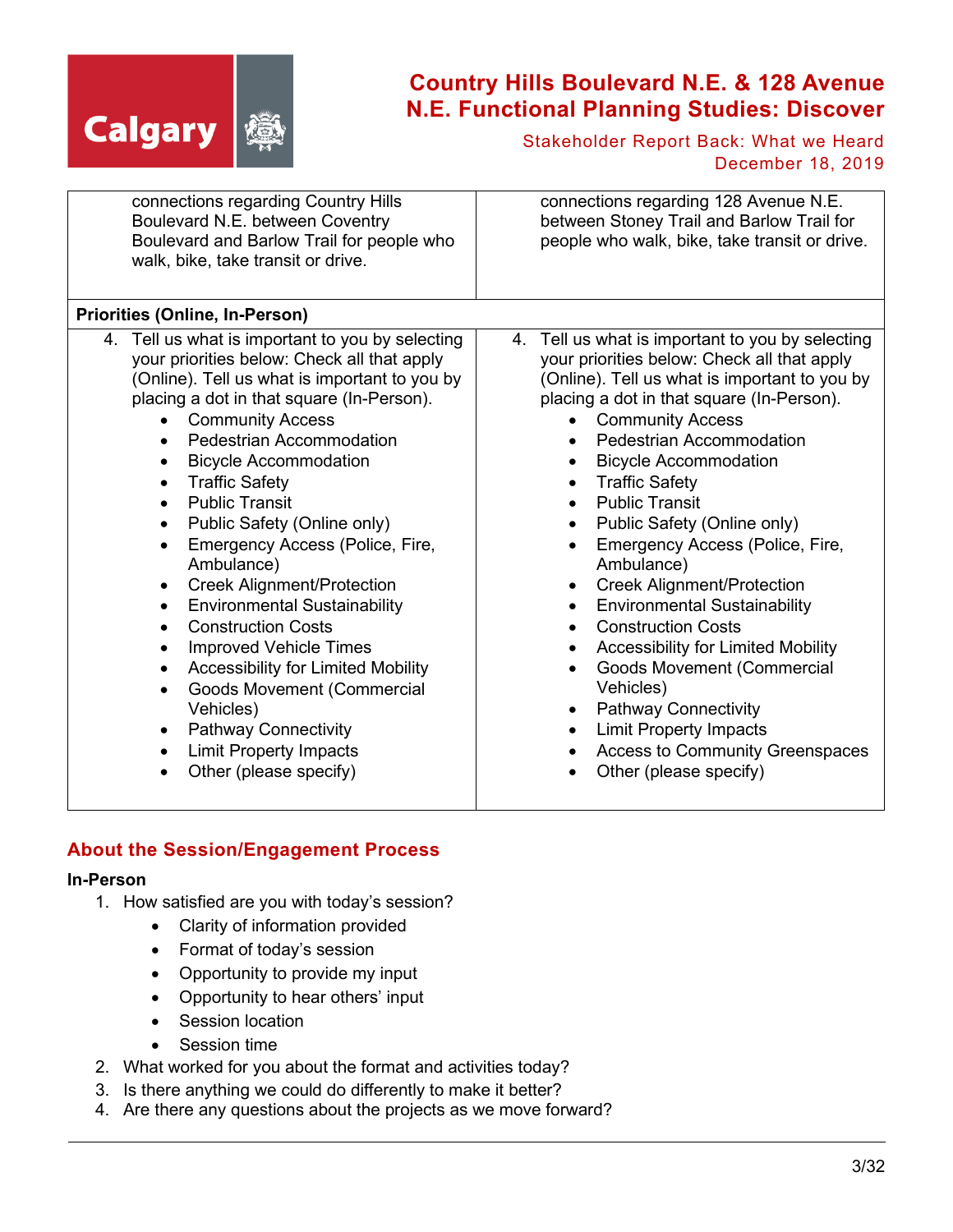| | |
|---|---|
| connections regarding Country Hills Boulevard N.E. between Coventry Boulevard and Barlow Trail for people who walk, bike, take transit or drive. | connections regarding 128 Avenue N.E. between Stoney Trail and Barlow Trail for people who walk, bike, take transit or drive. |
| **Priorities (Online, In-Person)** | |
| 4. Tell us what is important to you by selecting your priorities below: Check all that apply (Online). Tell us what is important to you by placing a dot in that square (In-Person).<br>• Community Access<br>• Pedestrian Accommodation<br>• Bicycle Accommodation<br>• Traffic Safety<br>• Public Transit<br>• Public Safety (Online only)<br>• Emergency Access (Police, Fire, Ambulance)<br>• Creek Alignment/Protection<br>• Environmental Sustainability<br>• Construction Costs<br>• Improved Vehicle Times<br>• Accessibility for Limited Mobility<br>• Goods Movement (Commercial Vehicles)<br>• Pathway Connectivity<br>• Limit Property Impacts<br>• Other (please specify) | 4. Tell us what is important to you by selecting your priorities below: Check all that apply (Online). Tell us what is important to you by placing a dot in that square (In-Person).<br>• Community Access<br>• Pedestrian Accommodation<br>• Bicycle Accommodation<br>• Traffic Safety<br>• Public Transit<br>• Public Safety (Online only)<br>• Emergency Access (Police, Fire, Ambulance)<br>• Creek Alignment/Protection<br>• Environmental Sustainability<br>• Construction Costs<br>• Accessibility for Limited Mobility<br>• Goods Movement (Commercial Vehicles)<br>• Pathway Connectivity<br>• Limit Property Impacts<br>• Access to Community Greenspaces<br>• Other (please specify) |

## About the Session/Engagement Process

**In-Person**

1. How satisfied are you with today's session?
    - Clarity of information provided
    - Format of today's session
    - Opportunity to provide my input
    - Opportunity to hear others' input
    - Session location
    - Session time
2. What worked for you about the format and activities today?
3. Is there anything we could do differently to make it better?
4. Are there any questions about the projects as we move forward?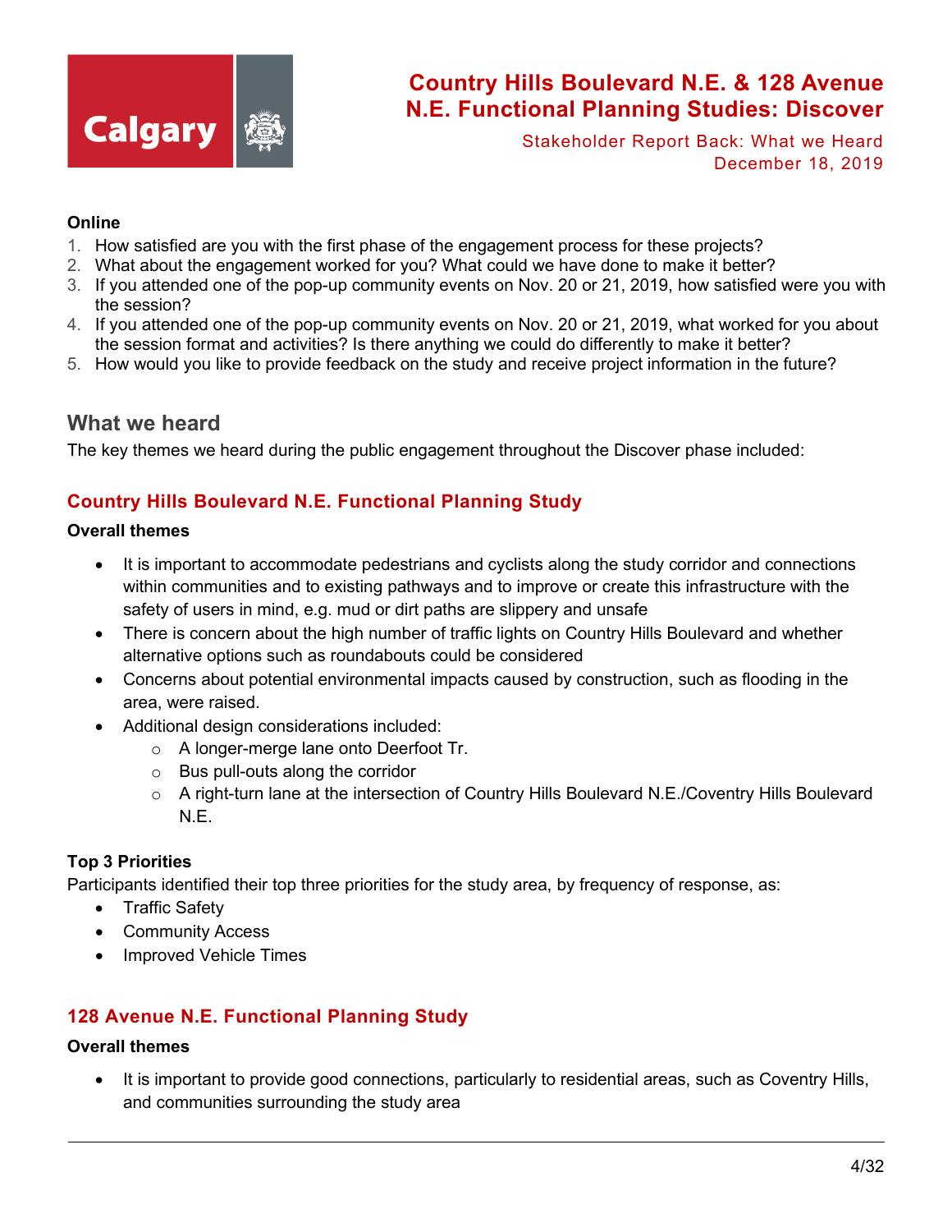**Online**

1. How satisfied are you with the first phase of the engagement process for these projects?
2. What about the engagement worked for you? What could we have done to make it better?
3. If you attended one of the pop-up community events on Nov. 20 or 21, 2019, how satisfied were you with the session?
4. If you attended one of the pop-up community events on Nov. 20 or 21, 2019, what worked for you about the session format and activities? Is there anything we could do differently to make it better?
5. How would you like to provide feedback on the study and receive project information in the future?

## What we heard

The key themes we heard during the public engagement throughout the Discover phase included:

### Country Hills Boulevard N.E. Functional Planning Study

**Overall themes**

- It is important to accommodate pedestrians and cyclists along the study corridor and connections within communities and to existing pathways and to improve or create this infrastructure with the safety of users in mind, e.g. mud or dirt paths are slippery and unsafe
- There is concern about the high number of traffic lights on Country Hills Boulevard and whether alternative options such as roundabouts could be considered
- Concerns about potential environmental impacts caused by construction, such as flooding in the area, were raised.
- Additional design considerations included:
    - A longer-merge lane onto Deerfoot Tr.
    - Bus pull-outs along the corridor
    - A right-turn lane at the intersection of Country Hills Boulevard N.E./Coventry Hills Boulevard N.E.

**Top 3 Priorities**

Participants identified their top three priorities for the study area, by frequency of response, as:

- Traffic Safety
- Community Access
- Improved Vehicle Times

### 128 Avenue N.E. Functional Planning Study

**Overall themes**

- It is important to provide good connections, particularly to residential areas, such as Coventry Hills, and communities surrounding the study area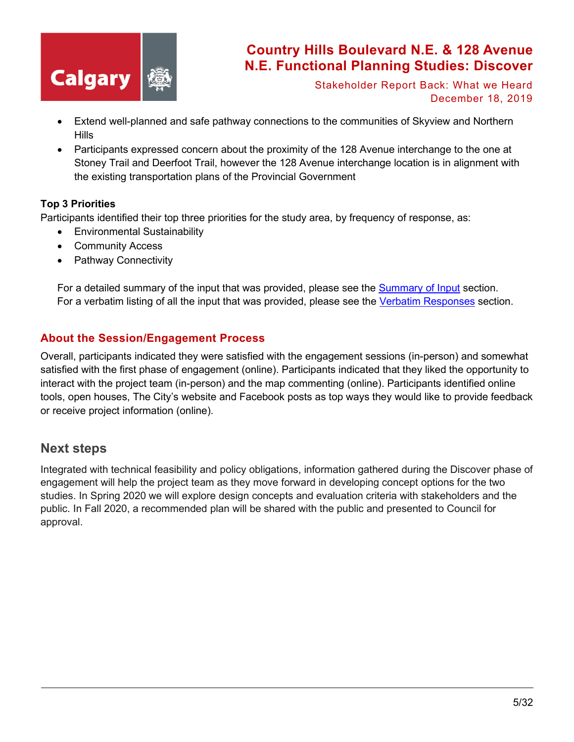- Extend well-planned and safe pathway connections to the communities of Skyview and Northern Hills
- Participants expressed concern about the proximity of the 128 Avenue interchange to the one at Stoney Trail and Deerfoot Trail, however the 128 Avenue interchange location is in alignment with the existing transportation plans of the Provincial Government

**Top 3 Priorities**

Participants identified their top three priorities for the study area, by frequency of response, as:

- Environmental Sustainability
- Community Access
- Pathway Connectivity

For a detailed summary of the input that was provided, please see the Summary of Input section.
For a verbatim listing of all the input that was provided, please see the Verbatim Responses section.

## About the Session/Engagement Process

Overall, participants indicated they were satisfied with the engagement sessions (in-person) and somewhat satisfied with the first phase of engagement (online). Participants indicated that they liked the opportunity to interact with the project team (in-person) and the map commenting (online). Participants identified online tools, open houses, The City's website and Facebook posts as top ways they would like to provide feedback or receive project information (online).

## Next steps

Integrated with technical feasibility and policy obligations, information gathered during the Discover phase of engagement will help the project team as they move forward in developing concept options for the two studies. In Spring 2020 we will explore design concepts and evaluation criteria with stakeholders and the public. In Fall 2020, a recommended plan will be shared with the public and presented to Council for approval.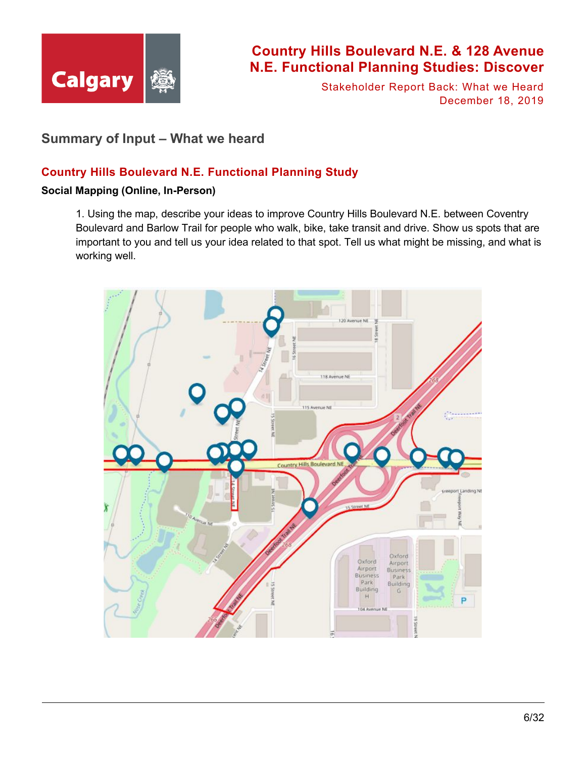# Summary of Input – What we heard

## Country Hills Boulevard N.E. Functional Planning Study

**Social Mapping (Online, In-Person)**

1. Using the map, describe your ideas to improve Country Hills Boulevard N.E. between Coventry Boulevard and Barlow Trail for people who walk, bike, take transit and drive. Show us spots that are important to you and tell us your idea related to that spot. Tell us what might be missing, and what is working well.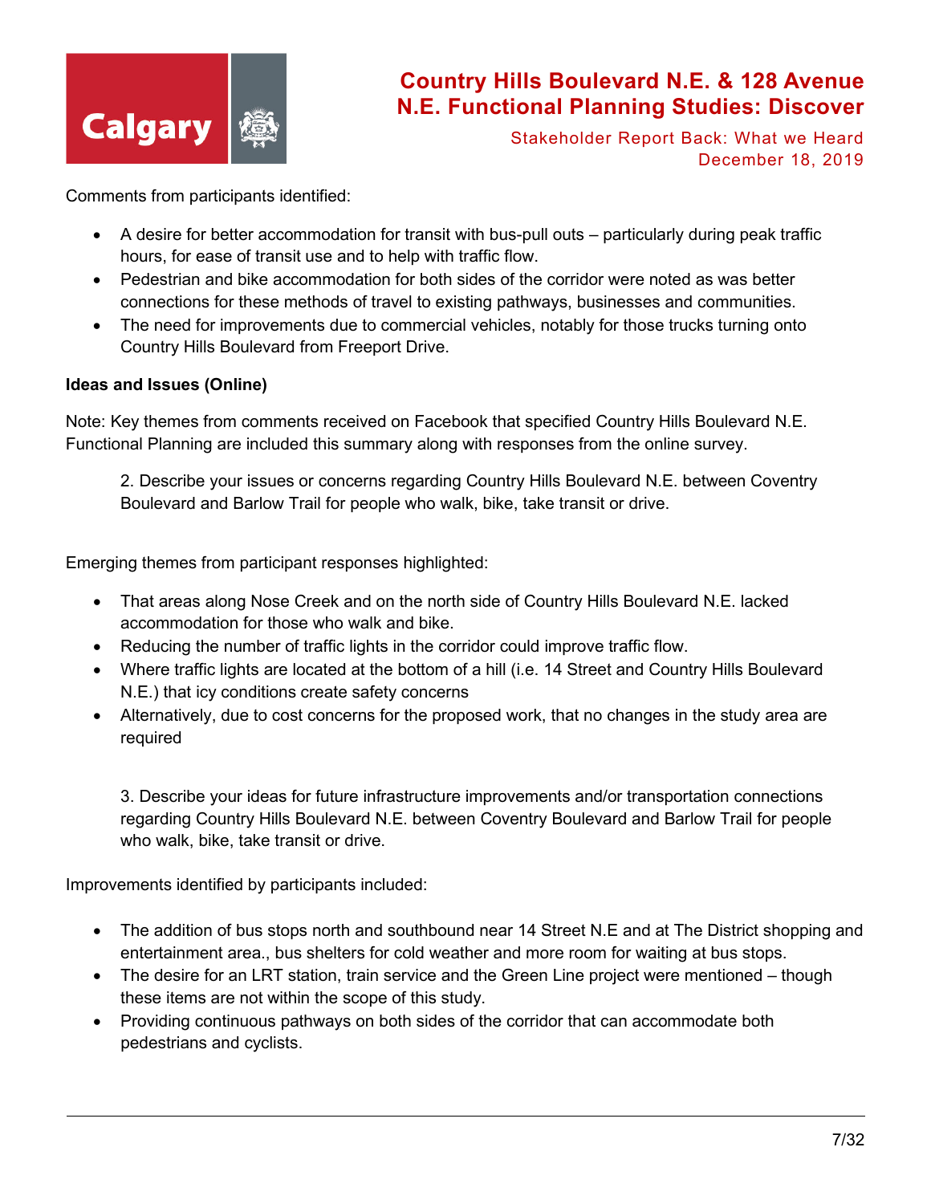Comments from participants identified:

- A desire for better accommodation for transit with bus-pull outs – particularly during peak traffic hours, for ease of transit use and to help with traffic flow.
- Pedestrian and bike accommodation for both sides of the corridor were noted as was better connections for these methods of travel to existing pathways, businesses and communities.
- The need for improvements due to commercial vehicles, notably for those trucks turning onto Country Hills Boulevard from Freeport Drive.

**Ideas and Issues (Online)**

Note: Key themes from comments received on Facebook that specified Country Hills Boulevard N.E. Functional Planning are included this summary along with responses from the online survey.

2. Describe your issues or concerns regarding Country Hills Boulevard N.E. between Coventry Boulevard and Barlow Trail for people who walk, bike, take transit or drive.

Emerging themes from participant responses highlighted:

- That areas along Nose Creek and on the north side of Country Hills Boulevard N.E. lacked accommodation for those who walk and bike.
- Reducing the number of traffic lights in the corridor could improve traffic flow.
- Where traffic lights are located at the bottom of a hill (i.e. 14 Street and Country Hills Boulevard N.E.) that icy conditions create safety concerns
- Alternatively, due to cost concerns for the proposed work, that no changes in the study area are required

3. Describe your ideas for future infrastructure improvements and/or transportation connections regarding Country Hills Boulevard N.E. between Coventry Boulevard and Barlow Trail for people who walk, bike, take transit or drive.

Improvements identified by participants included:

- The addition of bus stops north and southbound near 14 Street N.E and at The District shopping and entertainment area., bus shelters for cold weather and more room for waiting at bus stops.
- The desire for an LRT station, train service and the Green Line project were mentioned – though these items are not within the scope of this study.
- Providing continuous pathways on both sides of the corridor that can accommodate both pedestrians and cyclists.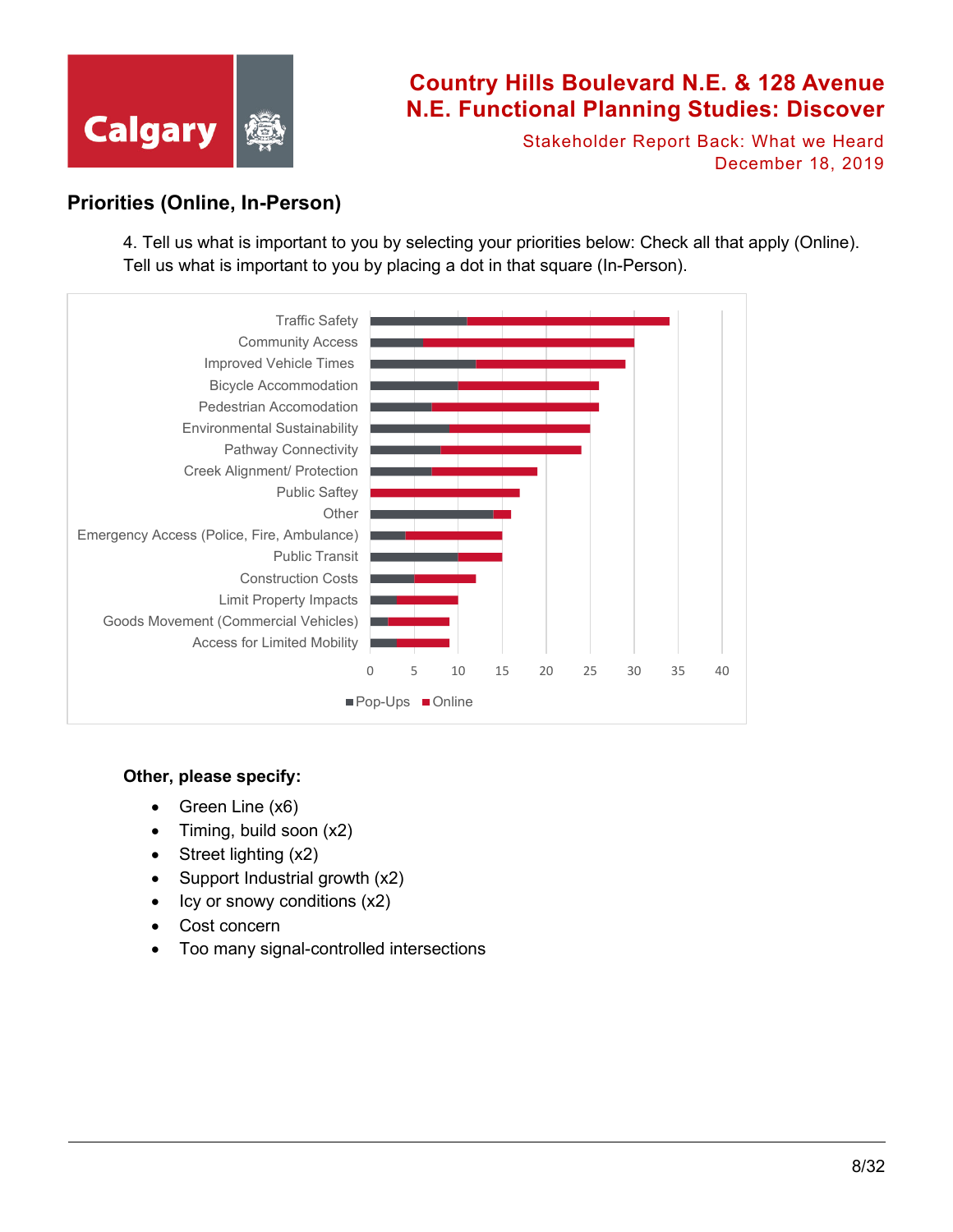## Priorities (Online, In-Person)

4. Tell us what is important to you by selecting your priorities below: Check all that apply (Online). Tell us what is important to you by placing a dot in that square (In-Person).

| Priority | Pop-Ups | Online |
|---|---|---|
| Traffic Safety | 11 | 23 |
| Community Access | 6 | 24 |
| Improved Vehicle Times | 12 | 17 |
| Bicycle Accommodation | 10 | 16 |
| Pedestrian Accomodation | 7 | 19 |
| Environmental Sustainability | 9 | 16 |
| Pathway Connectivity | 8 | 16 |
| Creek Alignment/ Protection | 7 | 12 |
| Public Saftey | 0 | 17 |
| Other | 14 | 2 |
| Emergency Access (Police, Fire, Ambulance) | 4 | 11 |
| Public Transit | 10 | 5 |
| Construction Costs | 5 | 7 |
| Limit Property Impacts | 3 | 7 |
| Goods Movement (Commercial Vehicles) | 2 | 7 |
| Access for Limited Mobility | 3 | 6 |

**Other, please specify:**

- Green Line (x6)
- Timing, build soon (x2)
- Street lighting (x2)
- Support Industrial growth (x2)
- Icy or snowy conditions (x2)
- Cost concern
- Too many signal-controlled intersections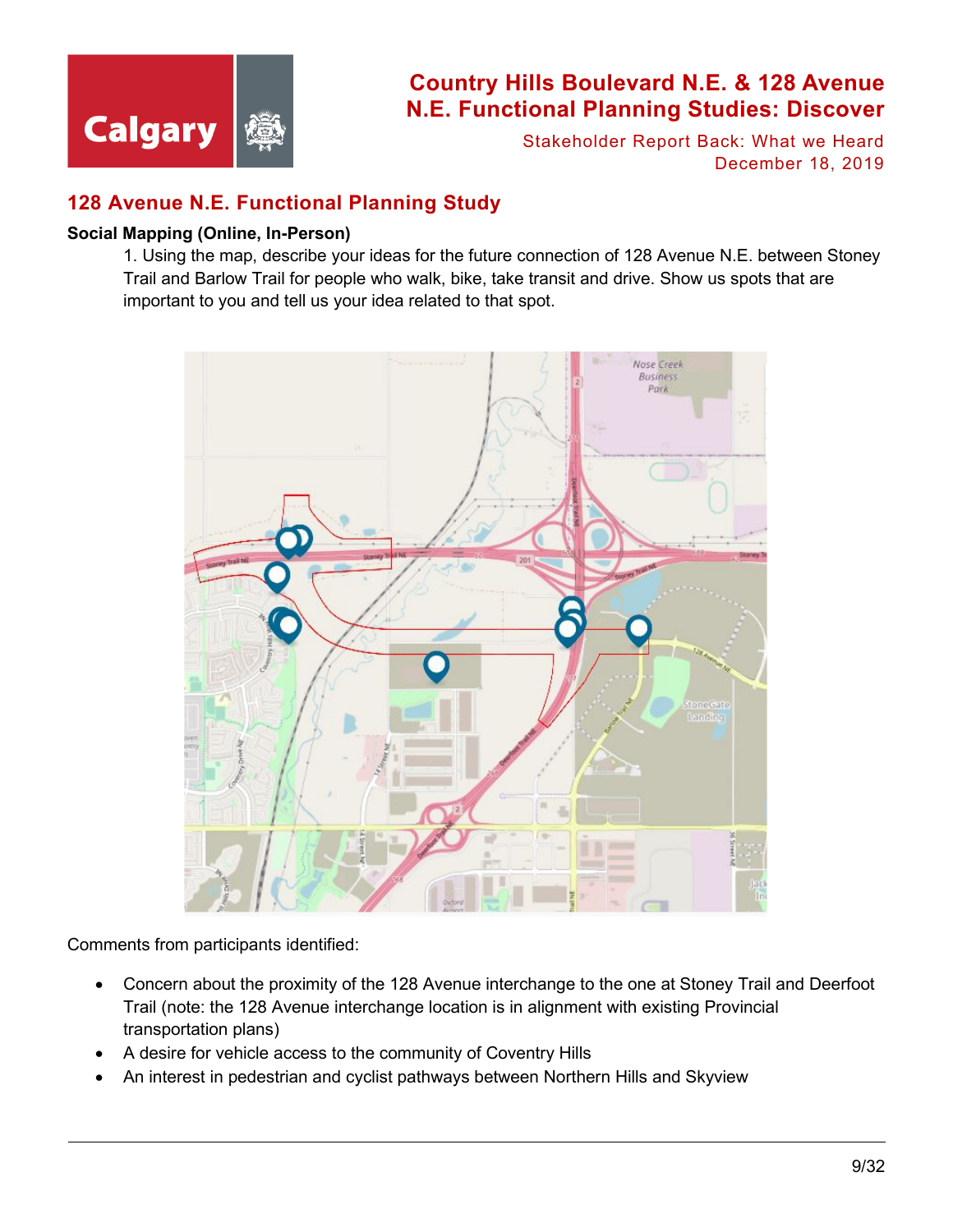## 128 Avenue N.E. Functional Planning Study

**Social Mapping (Online, In-Person)**

1. Using the map, describe your ideas for the future connection of 128 Avenue N.E. between Stoney Trail and Barlow Trail for people who walk, bike, take transit and drive. Show us spots that are important to you and tell us your idea related to that spot.

Comments from participants identified:

- Concern about the proximity of the 128 Avenue interchange to the one at Stoney Trail and Deerfoot Trail (note: the 128 Avenue interchange location is in alignment with existing Provincial transportation plans)
- A desire for vehicle access to the community of Coventry Hills
- An interest in pedestrian and cyclist pathways between Northern Hills and Skyview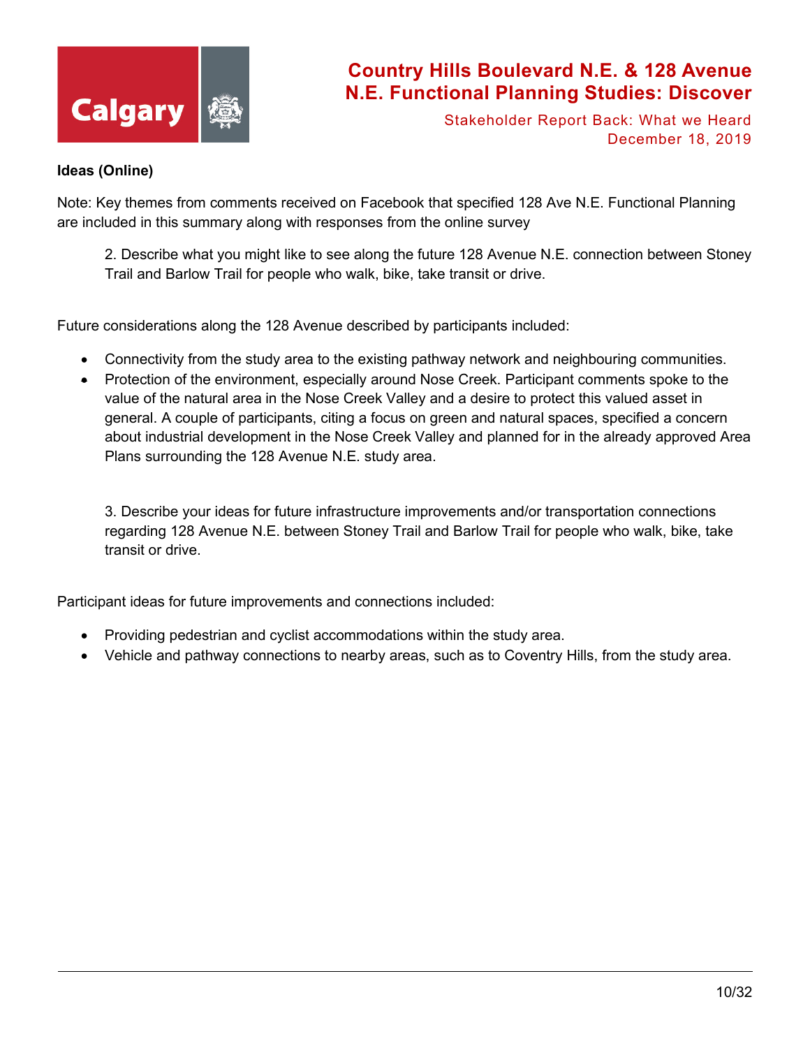**Ideas (Online)**

Note: Key themes from comments received on Facebook that specified 128 Ave N.E. Functional Planning are included in this summary along with responses from the online survey

> 2. Describe what you might like to see along the future 128 Avenue N.E. connection between Stoney Trail and Barlow Trail for people who walk, bike, take transit or drive.

Future considerations along the 128 Avenue described by participants included:

- Connectivity from the study area to the existing pathway network and neighbouring communities.
- Protection of the environment, especially around Nose Creek. Participant comments spoke to the value of the natural area in the Nose Creek Valley and a desire to protect this valued asset in general. A couple of participants, citing a focus on green and natural spaces, specified a concern about industrial development in the Nose Creek Valley and planned for in the already approved Area Plans surrounding the 128 Avenue N.E. study area.

> 3. Describe your ideas for future infrastructure improvements and/or transportation connections regarding 128 Avenue N.E. between Stoney Trail and Barlow Trail for people who walk, bike, take transit or drive.

Participant ideas for future improvements and connections included:

- Providing pedestrian and cyclist accommodations within the study area.
- Vehicle and pathway connections to nearby areas, such as to Coventry Hills, from the study area.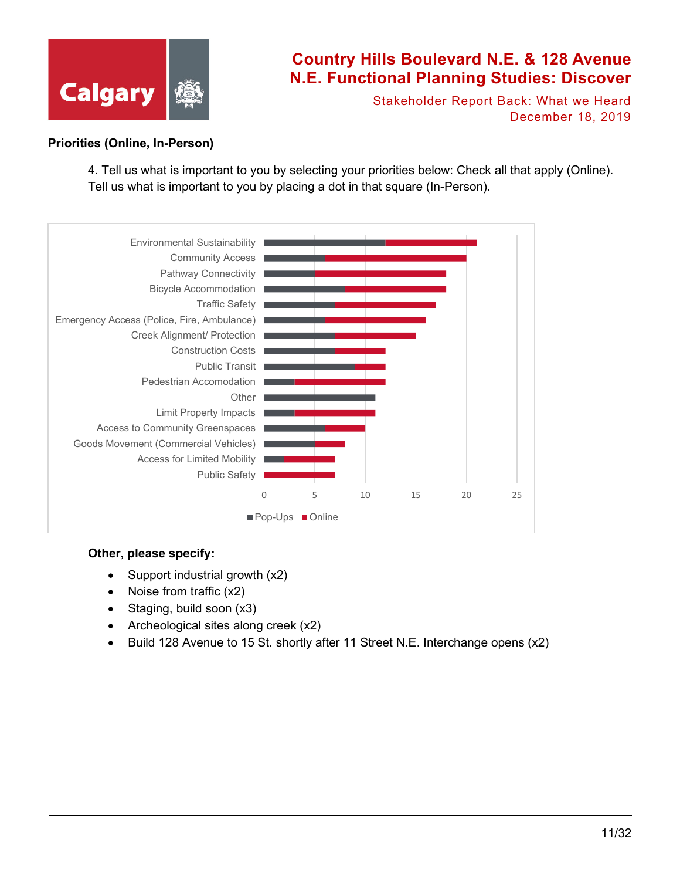**Priorities (Online, In-Person)**

4. Tell us what is important to you by selecting your priorities below: Check all that apply (Online). Tell us what is important to you by placing a dot in that square (In-Person).

| Priority | Pop-Ups | Online |
|---|---|---|
| Environmental Sustainability | 12 | 9 |
| Community Access | 6 | 14 |
| Pathway Connectivity | 5 | 13 |
| Bicycle Accommodation | 8 | 10 |
| Traffic Safety | 7 | 10 |
| Emergency Access (Police, Fire, Ambulance) | 6 | 10 |
| Creek Alignment/ Protection | 7 | 8 |
| Construction Costs | 7 | 5 |
| Public Transit | 9 | 3 |
| Pedestrian Accomodation | 3 | 9 |
| Other | 11 | 0 |
| Limit Property Impacts | 3 | 8 |
| Access to Community Greenspaces | 6 | 4 |
| Goods Movement (Commercial Vehicles) | 5 | 3 |
| Access for Limited Mobility | 2 | 5 |
| Public Safety | 0 | 7 |

**Other, please specify:**

- Support industrial growth (x2)
- Noise from traffic (x2)
- Staging, build soon (x3)
- Archeological sites along creek (x2)
- Build 128 Avenue to 15 St. shortly after 11 Street N.E. Interchange opens (x2)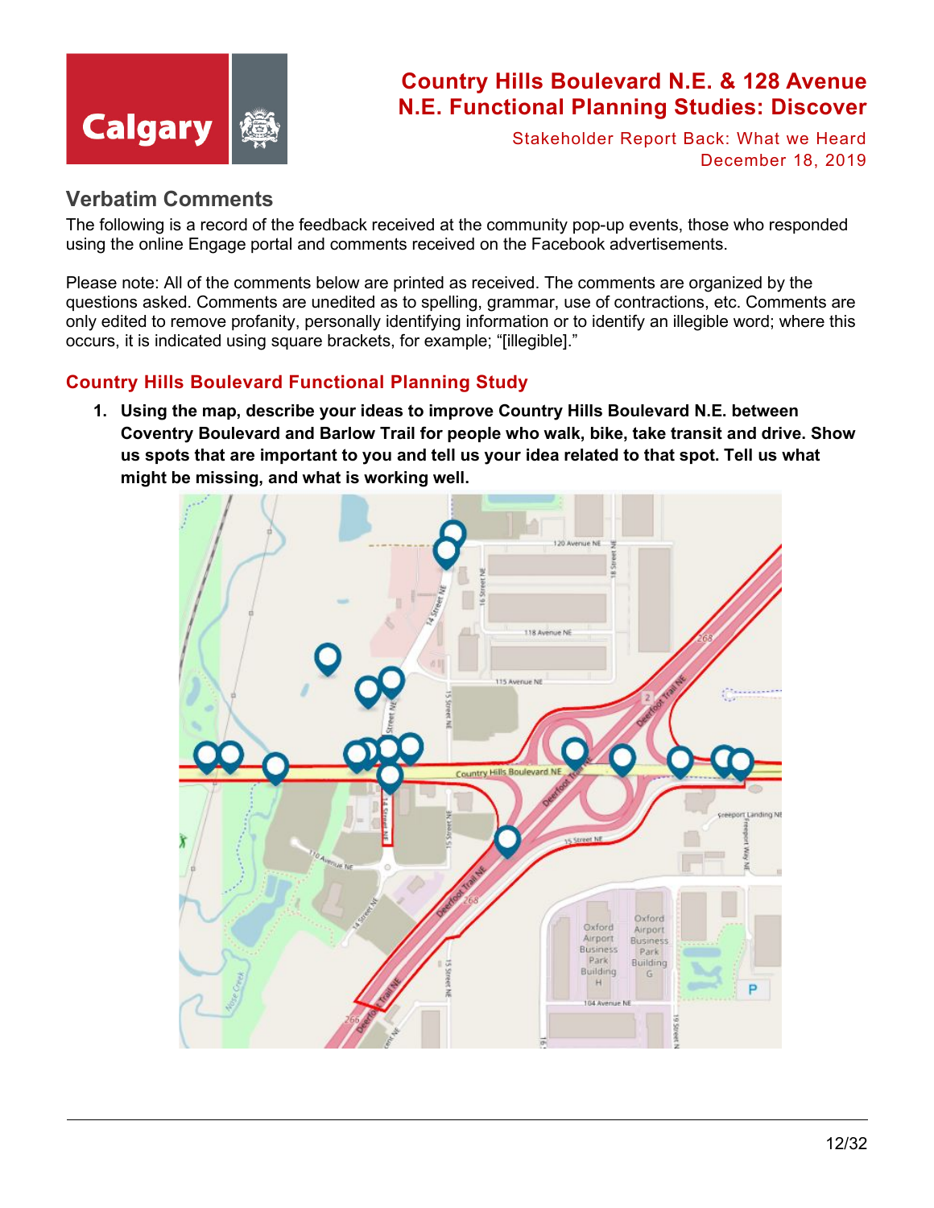## Verbatim Comments

The following is a record of the feedback received at the community pop-up events, those who responded using the online Engage portal and comments received on the Facebook advertisements.

Please note: All of the comments below are printed as received. The comments are organized by the questions asked. Comments are unedited as to spelling, grammar, use of contractions, etc. Comments are only edited to remove profanity, personally identifying information or to identify an illegible word; where this occurs, it is indicated using square brackets, for example; "[illegible]."

### Country Hills Boulevard Functional Planning Study

1. **Using the map, describe your ideas to improve Country Hills Boulevard N.E. between Coventry Boulevard and Barlow Trail for people who walk, bike, take transit and drive. Show us spots that are important to you and tell us your idea related to that spot. Tell us what might be missing, and what is working well.**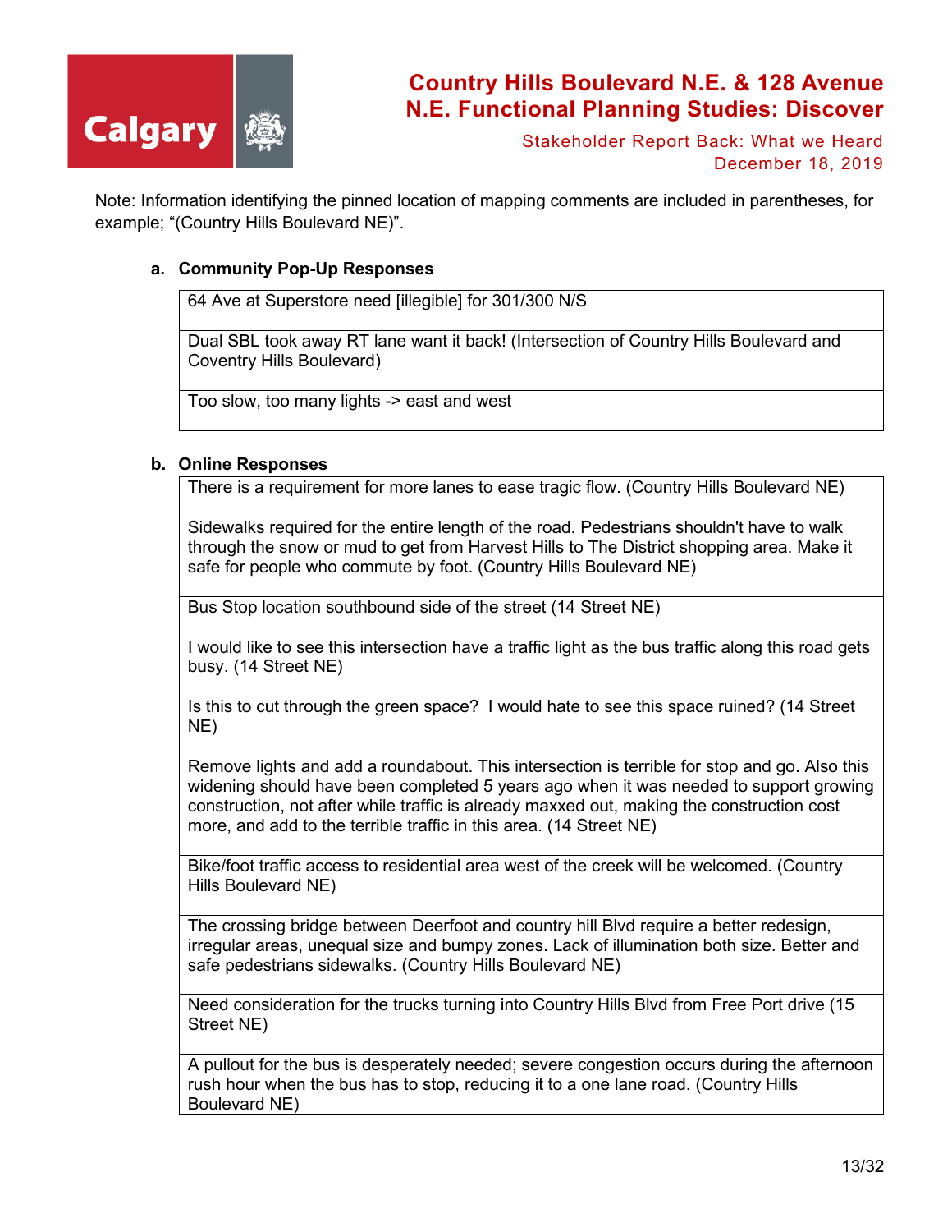Note: Information identifying the pinned location of mapping comments are included in parentheses, for example; "(Country Hills Boulevard NE)".

**a. Community Pop-Up Responses**

| |
|---|
| 64 Ave at Superstore need [illegible] for 301/300 N/S |
| Dual SBL took away RT lane want it back! (Intersection of Country Hills Boulevard and Coventry Hills Boulevard) |
| Too slow, too many lights -> east and west |

**b. Online Responses**

| |
|---|
| There is a requirement for more lanes to ease tragic flow. (Country Hills Boulevard NE) |
| Sidewalks required for the entire length of the road. Pedestrians shouldn't have to walk through the snow or mud to get from Harvest Hills to The District shopping area. Make it safe for people who commute by foot. (Country Hills Boulevard NE) |
| Bus Stop location southbound side of the street (14 Street NE) |
| I would like to see this intersection have a traffic light as the bus traffic along this road gets busy. (14 Street NE) |
| Is this to cut through the green space? I would hate to see this space ruined? (14 Street NE) |
| Remove lights and add a roundabout. This intersection is terrible for stop and go. Also this widening should have been completed 5 years ago when it was needed to support growing construction, not after while traffic is already maxxed out, making the construction cost more, and add to the terrible traffic in this area. (14 Street NE) |
| Bike/foot traffic access to residential area west of the creek will be welcomed. (Country Hills Boulevard NE) |
| The crossing bridge between Deerfoot and country hill Blvd require a better redesign, irregular areas, unequal size and bumpy zones. Lack of illumination both size. Better and safe pedestrians sidewalks. (Country Hills Boulevard NE) |
| Need consideration for the trucks turning into Country Hills Blvd from Free Port drive (15 Street NE) |
| A pullout for the bus is desperately needed; severe congestion occurs during the afternoon rush hour when the bus has to stop, reducing it to a one lane road. (Country Hills Boulevard NE) |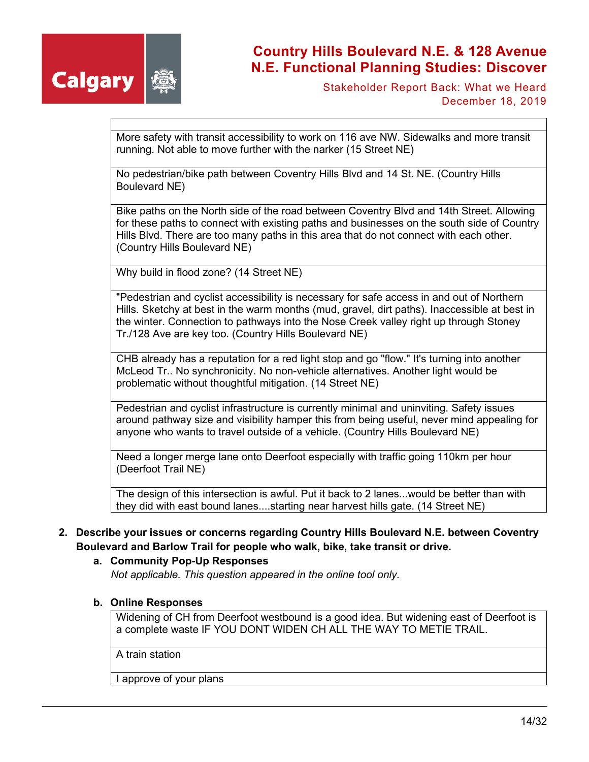| |
|---|
| More safety with transit accessibility to work on 116 ave NW. Sidewalks and more transit running. Not able to move further with the narker (15 Street NE) |
| No pedestrian/bike path between Coventry Hills Blvd and 14 St. NE. (Country Hills Boulevard NE) |
| Bike paths on the North side of the road between Coventry Blvd and 14th Street. Allowing for these paths to connect with existing paths and businesses on the south side of Country Hills Blvd. There are too many paths in this area that do not connect with each other. (Country Hills Boulevard NE) |
| Why build in flood zone? (14 Street NE) |
| "Pedestrian and cyclist accessibility is necessary for safe access in and out of Northern Hills. Sketchy at best in the warm months (mud, gravel, dirt paths). Inaccessible at best in the winter. Connection to pathways into the Nose Creek valley right up through Stoney Tr./128 Ave are key too. (Country Hills Boulevard NE) |
| CHB already has a reputation for a red light stop and go "flow." It's turning into another McLeod Tr.. No synchronicity. No non-vehicle alternatives. Another light would be problematic without thoughtful mitigation. (14 Street NE) |
| Pedestrian and cyclist infrastructure is currently minimal and uninviting. Safety issues around pathway size and visibility hamper this from being useful, never mind appealing for anyone who wants to travel outside of a vehicle. (Country Hills Boulevard NE) |
| Need a longer merge lane onto Deerfoot especially with traffic going 110km per hour (Deerfoot Trail NE) |
| The design of this intersection is awful. Put it back to 2 lanes...would be better than with they did with east bound lanes....starting near harvest hills gate. (14 Street NE) |

2. **Describe your issues or concerns regarding Country Hills Boulevard N.E. between Coventry Boulevard and Barlow Trail for people who walk, bike, take transit or drive.**

   a. **Community Pop-Up Responses**

      *Not applicable. This question appeared in the online tool only.*

   b. **Online Responses**

| |
|---|
| Widening of CH from Deerfoot westbound is a good idea. But widening east of Deerfoot is a complete waste IF YOU DONT WIDEN CH ALL THE WAY TO METIE TRAIL. |
| A train station |
| I approve of your plans |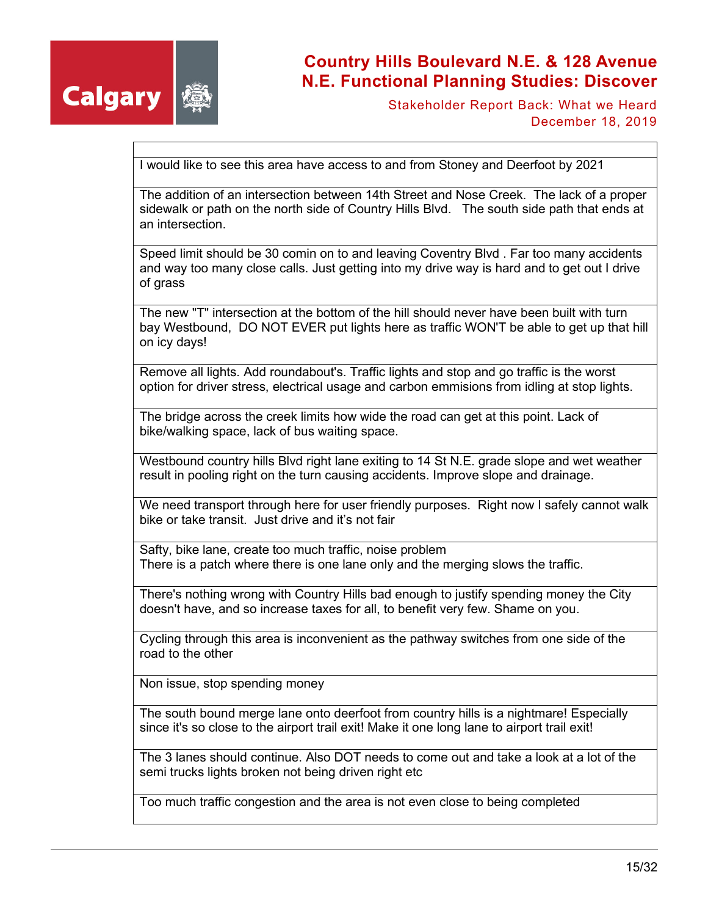| |
|---|
| I would like to see this area have access to and from Stoney and Deerfoot by 2021 |
| The addition of an intersection between 14th Street and Nose Creek. The lack of a proper sidewalk or path on the north side of Country Hills Blvd. The south side path that ends at an intersection. |
| Speed limit should be 30 comin on to and leaving Coventry Blvd . Far too many accidents and way too many close calls. Just getting into my drive way is hard and to get out I drive of grass |
| The new "T" intersection at the bottom of the hill should never have been built with turn bay Westbound, DO NOT EVER put lights here as traffic WON'T be able to get up that hill on icy days! |
| Remove all lights. Add roundabout's. Traffic lights and stop and go traffic is the worst option for driver stress, electrical usage and carbon emmisions from idling at stop lights. |
| The bridge across the creek limits how wide the road can get at this point. Lack of bike/walking space, lack of bus waiting space. |
| Westbound country hills Blvd right lane exiting to 14 St N.E. grade slope and wet weather result in pooling right on the turn causing accidents. Improve slope and drainage. |
| We need transport through here for user friendly purposes. Right now I safely cannot walk bike or take transit. Just drive and it's not fair |
| Safty, bike lane, create too much traffic, noise problem<br>There is a patch where there is one lane only and the merging slows the traffic. |
| There's nothing wrong with Country Hills bad enough to justify spending money the City doesn't have, and so increase taxes for all, to benefit very few. Shame on you. |
| Cycling through this area is inconvenient as the pathway switches from one side of the road to the other |
| Non issue, stop spending money |
| The south bound merge lane onto deerfoot from country hills is a nightmare! Especially since it's so close to the airport trail exit! Make it one long lane to airport trail exit! |
| The 3 lanes should continue. Also DOT needs to come out and take a look at a lot of the semi trucks lights broken not being driven right etc |
| Too much traffic congestion and the area is not even close to being completed |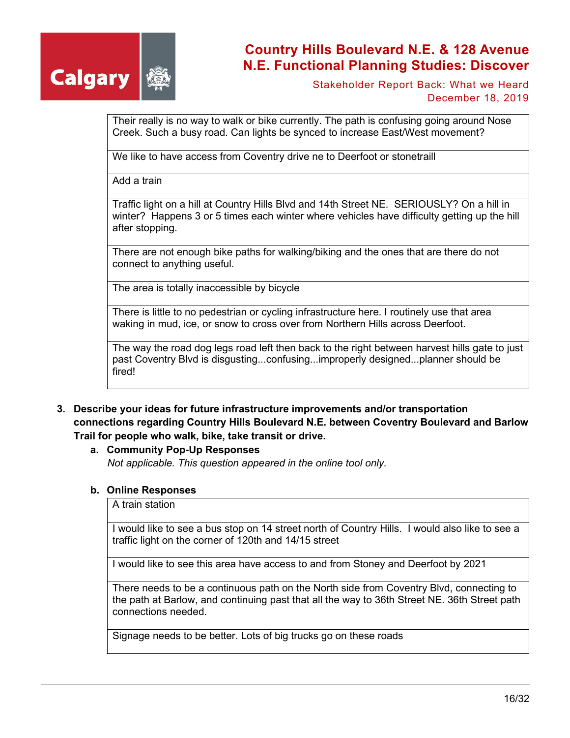| Their really is no way to walk or bike currently. The path is confusing going around Nose Creek. Such a busy road. Can lights be synced to increase East/West movement? |
|---|
| We like to have access from Coventry drive ne to Deerfoot or stonetraill |
| Add a train |
| Traffic light on a hill at Country Hills Blvd and 14th Street NE. SERIOUSLY? On a hill in winter? Happens 3 or 5 times each winter where vehicles have difficulty getting up the hill after stopping. |
| There are not enough bike paths for walking/biking and the ones that are there do not connect to anything useful. |
| The area is totally inaccessible by bicycle |
| There is little to no pedestrian or cycling infrastructure here. I routinely use that area waking in mud, ice, or snow to cross over from Northern Hills across Deerfoot. |
| The way the road dog legs road left then back to the right between harvest hills gate to just past Coventry Blvd is disgusting...confusing...improperly designed...planner should be fired! |

3. **Describe your ideas for future infrastructure improvements and/or transportation connections regarding Country Hills Boulevard N.E. between Coventry Boulevard and Barlow Trail for people who walk, bike, take transit or drive.**

   a. **Community Pop-Up Responses**
      *Not applicable. This question appeared in the online tool only.*

   b. **Online Responses**

| A train station |
|---|
| I would like to see a bus stop on 14 street north of Country Hills. I would also like to see a traffic light on the corner of 120th and 14/15 street |
| I would like to see this area have access to and from Stoney and Deerfoot by 2021 |
| There needs to be a continuous path on the North side from Coventry Blvd, connecting to the path at Barlow, and continuing past that all the way to 36th Street NE. 36th Street path connections needed. |
| Signage needs to be better. Lots of big trucks go on these roads |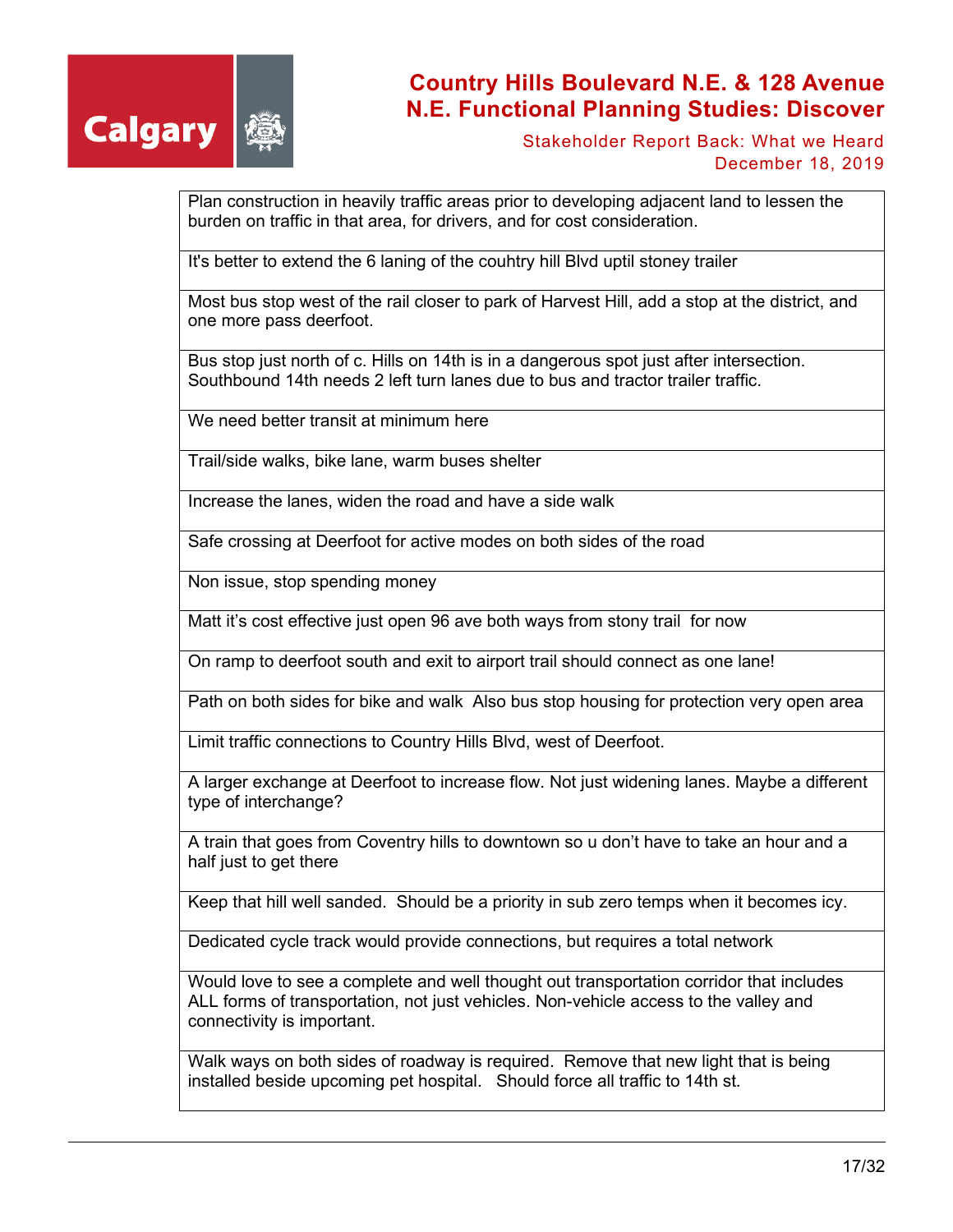| |
|---|
| Plan construction in heavily traffic areas prior to developing adjacent land to lessen the burden on traffic in that area, for drivers, and for cost consideration. |
| It's better to extend the 6 laning of the couhtry hill Blvd uptil stoney trailer |
| Most bus stop west of the rail closer to park of Harvest Hill, add a stop at the district, and one more pass deerfoot. |
| Bus stop just north of c. Hills on 14th is in a dangerous spot just after intersection. Southbound 14th needs 2 left turn lanes due to bus and tractor trailer traffic. |
| We need better transit at minimum here |
| Trail/side walks, bike lane, warm buses shelter |
| Increase the lanes, widen the road and have a side walk |
| Safe crossing at Deerfoot for active modes on both sides of the road |
| Non issue, stop spending money |
| Matt it’s cost effective just open 96 ave both ways from stony trail for now |
| On ramp to deerfoot south and exit to airport trail should connect as one lane! |
| Path on both sides for bike and walk Also bus stop housing for protection very open area |
| Limit traffic connections to Country Hills Blvd, west of Deerfoot. |
| A larger exchange at Deerfoot to increase flow. Not just widening lanes. Maybe a different type of interchange? |
| A train that goes from Coventry hills to downtown so u don’t have to take an hour and a half just to get there |
| Keep that hill well sanded. Should be a priority in sub zero temps when it becomes icy. |
| Dedicated cycle track would provide connections, but requires a total network |
| Would love to see a complete and well thought out transportation corridor that includes ALL forms of transportation, not just vehicles. Non-vehicle access to the valley and connectivity is important. |
| Walk ways on both sides of roadway is required. Remove that new light that is being installed beside upcoming pet hospital. Should force all traffic to 14th st. |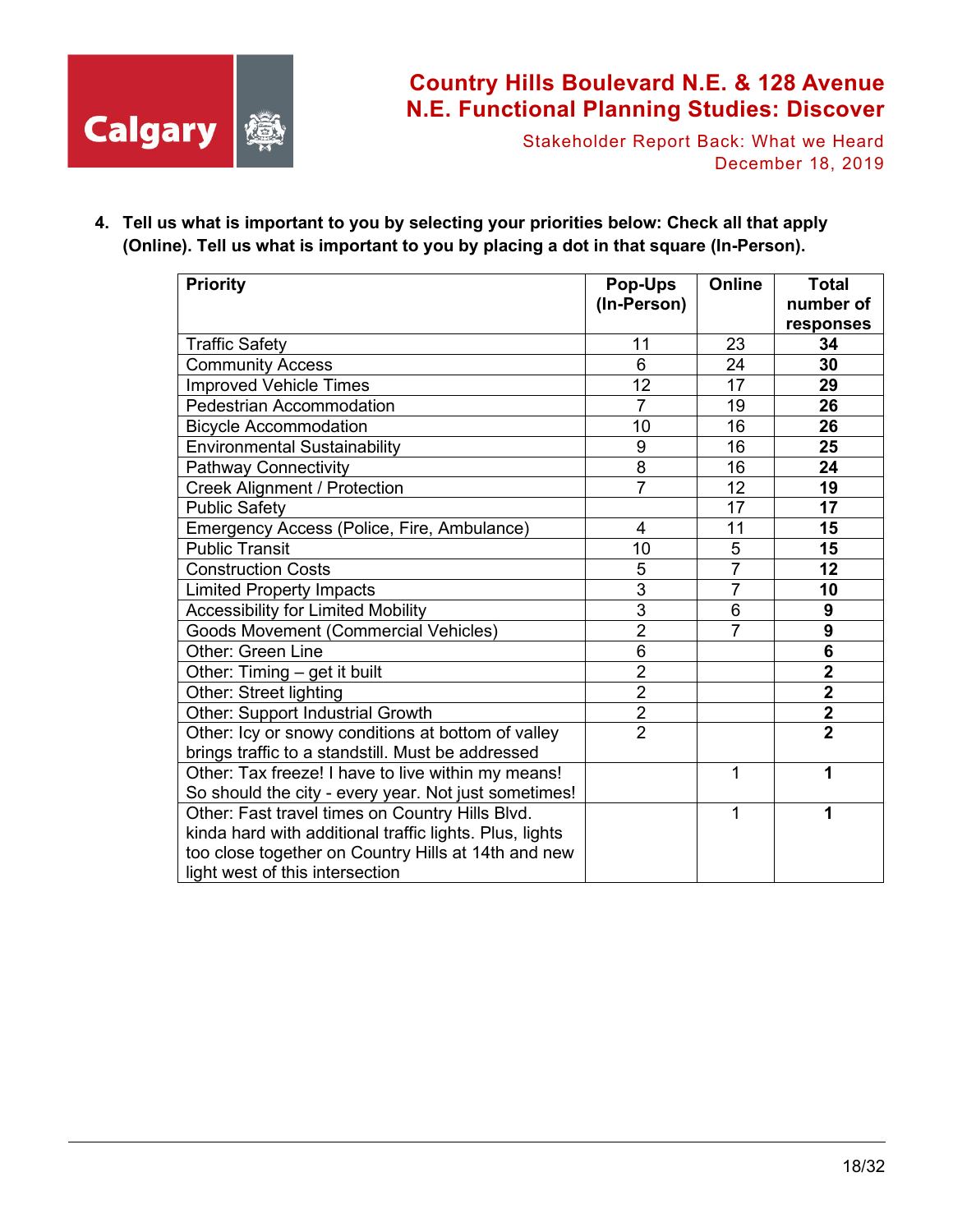4. **Tell us what is important to you by selecting your priorities below: Check all that apply (Online). Tell us what is important to you by placing a dot in that square (In-Person).**

| Priority | Pop-Ups (In-Person) | Online | Total number of responses |
|---|---|---|---|
| Traffic Safety | 11 | 23 | **34** |
| Community Access | 6 | 24 | **30** |
| Improved Vehicle Times | 12 | 17 | **29** |
| Pedestrian Accommodation | 7 | 19 | **26** |
| Bicycle Accommodation | 10 | 16 | **26** |
| Environmental Sustainability | 9 | 16 | **25** |
| Pathway Connectivity | 8 | 16 | **24** |
| Creek Alignment / Protection | 7 | 12 | **19** |
| Public Safety | | 17 | **17** |
| Emergency Access (Police, Fire, Ambulance) | 4 | 11 | **15** |
| Public Transit | 10 | 5 | **15** |
| Construction Costs | 5 | 7 | **12** |
| Limited Property Impacts | 3 | 7 | **10** |
| Accessibility for Limited Mobility | 3 | 6 | **9** |
| Goods Movement (Commercial Vehicles) | 2 | 7 | **9** |
| Other: Green Line | 6 | | **6** |
| Other: Timing – get it built | 2 | | **2** |
| Other: Street lighting | 2 | | **2** |
| Other: Support Industrial Growth | 2 | | **2** |
| Other: Icy or snowy conditions at bottom of valley brings traffic to a standstill. Must be addressed | 2 | | **2** |
| Other: Tax freeze! I have to live within my means! So should the city - every year. Not just sometimes! | | 1 | **1** |
| Other: Fast travel times on Country Hills Blvd. kinda hard with additional traffic lights. Plus, lights too close together on Country Hills at 14th and new light west of this intersection | | 1 | **1** |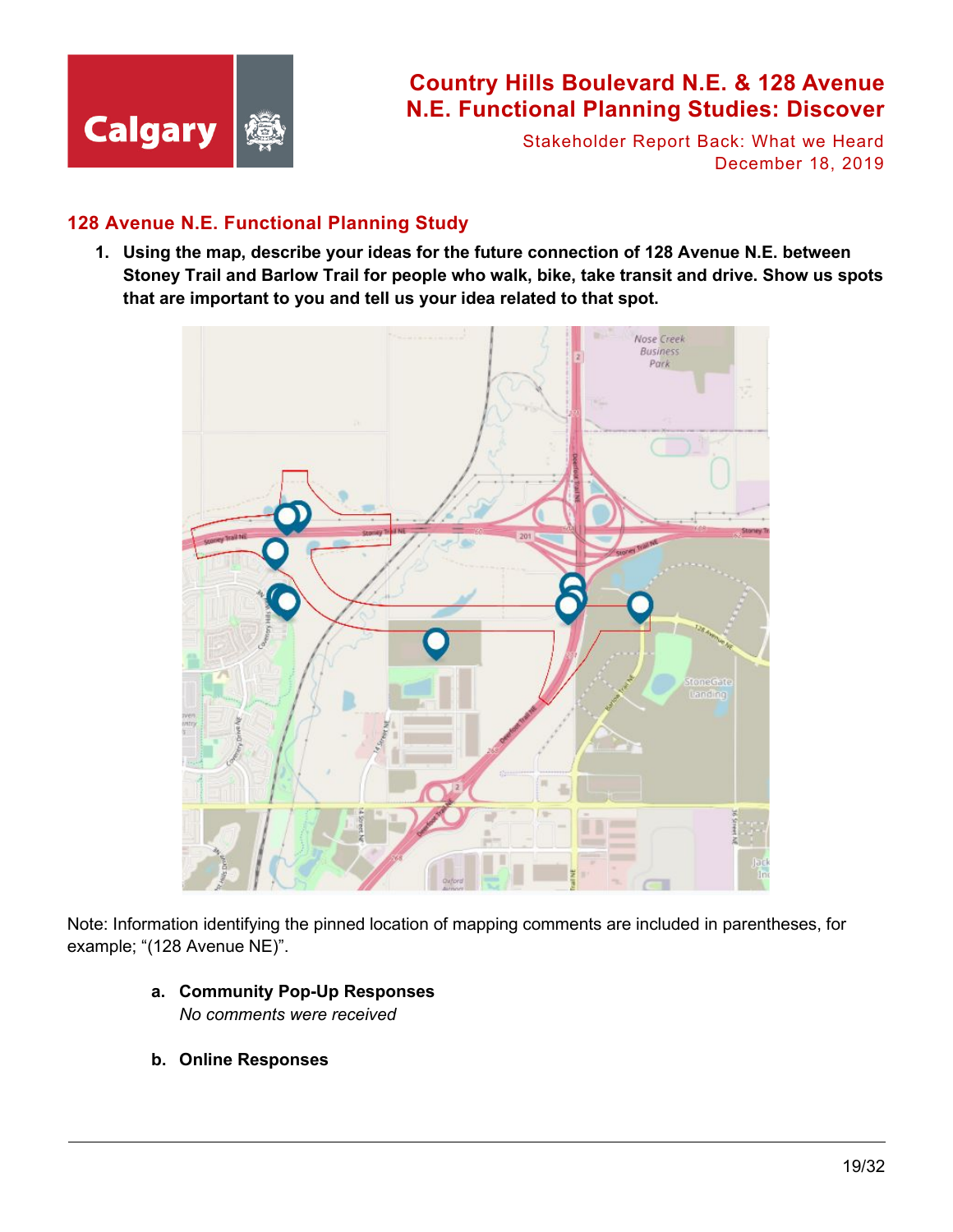## 128 Avenue N.E. Functional Planning Study

1. **Using the map, describe your ideas for the future connection of 128 Avenue N.E. between Stoney Trail and Barlow Trail for people who walk, bike, take transit and drive. Show us spots that are important to you and tell us your idea related to that spot.**

Note: Information identifying the pinned location of mapping comments are included in parentheses, for example; "(128 Avenue NE)".

a. **Community Pop-Up Responses**
   *No comments were received*

b. **Online Responses**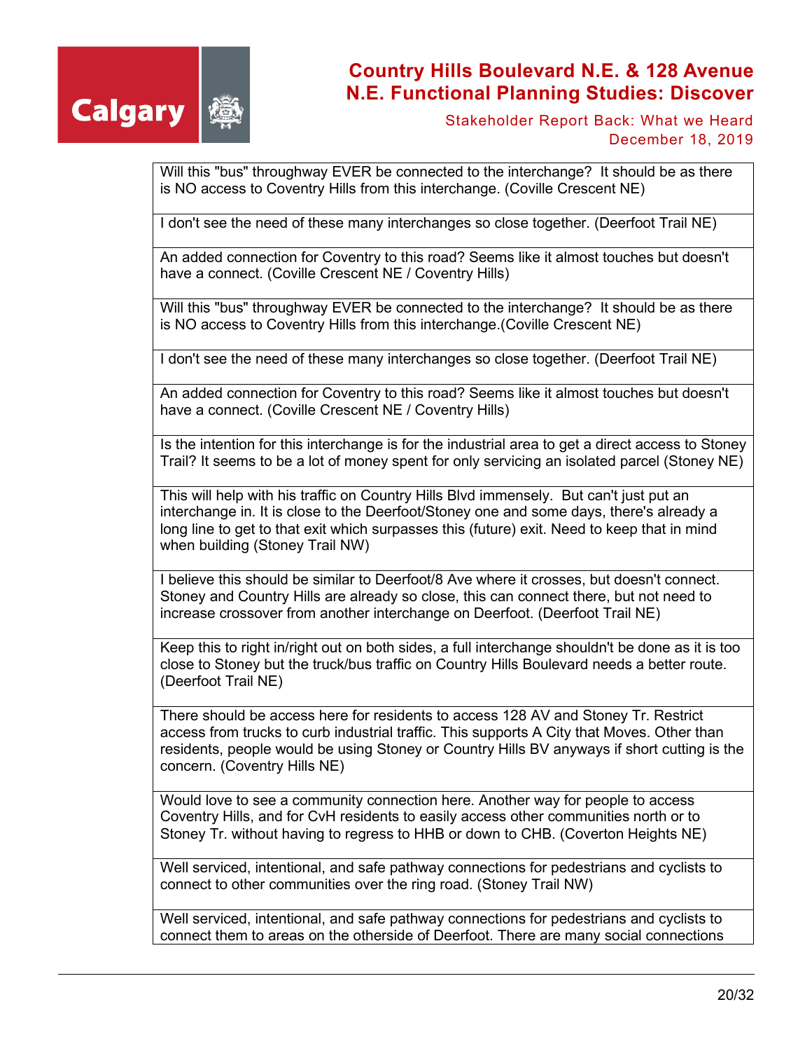| |
|---|
| Will this "bus" throughway EVER be connected to the interchange?  It should be as there is NO access to Coventry Hills from this interchange. (Coville Crescent NE) |
| I don't see the need of these many interchanges so close together. (Deerfoot Trail NE) |
| An added connection for Coventry to this road? Seems like it almost touches but doesn't have a connect. (Coville Crescent NE / Coventry Hills) |
| Will this "bus" throughway EVER be connected to the interchange?  It should be as there is NO access to Coventry Hills from this interchange.(Coville Crescent NE) |
| I don't see the need of these many interchanges so close together. (Deerfoot Trail NE) |
| An added connection for Coventry to this road? Seems like it almost touches but doesn't have a connect. (Coville Crescent NE / Coventry Hills) |
| Is the intention for this interchange is for the industrial area to get a direct access to Stoney Trail? It seems to be a lot of money spent for only servicing an isolated parcel (Stoney NE) |
| This will help with his traffic on Country Hills Blvd immensely.  But can't just put an interchange in. It is close to the Deerfoot/Stoney one and some days, there's already a long line to get to that exit which surpasses this (future) exit. Need to keep that in mind when building (Stoney Trail NW) |
| I believe this should be similar to Deerfoot/8 Ave where it crosses, but doesn't connect. Stoney and Country Hills are already so close, this can connect there, but not need to increase crossover from another interchange on Deerfoot. (Deerfoot Trail NE) |
| Keep this to right in/right out on both sides, a full interchange shouldn't be done as it is too close to Stoney but the truck/bus traffic on Country Hills Boulevard needs a better route. (Deerfoot Trail NE) |
| There should be access here for residents to access 128 AV and Stoney Tr. Restrict access from trucks to curb industrial traffic. This supports A City that Moves. Other than residents, people would be using Stoney or Country Hills BV anyways if short cutting is the concern. (Coventry Hills NE) |
| Would love to see a community connection here. Another way for people to access Coventry Hills, and for CvH residents to easily access other communities north or to Stoney Tr. without having to regress to HHB or down to CHB. (Coverton Heights NE) |
| Well serviced, intentional, and safe pathway connections for pedestrians and cyclists to connect to other communities over the ring road. (Stoney Trail NW) |
| Well serviced, intentional, and safe pathway connections for pedestrians and cyclists to connect them to areas on the otherside of Deerfoot. There are many social connections |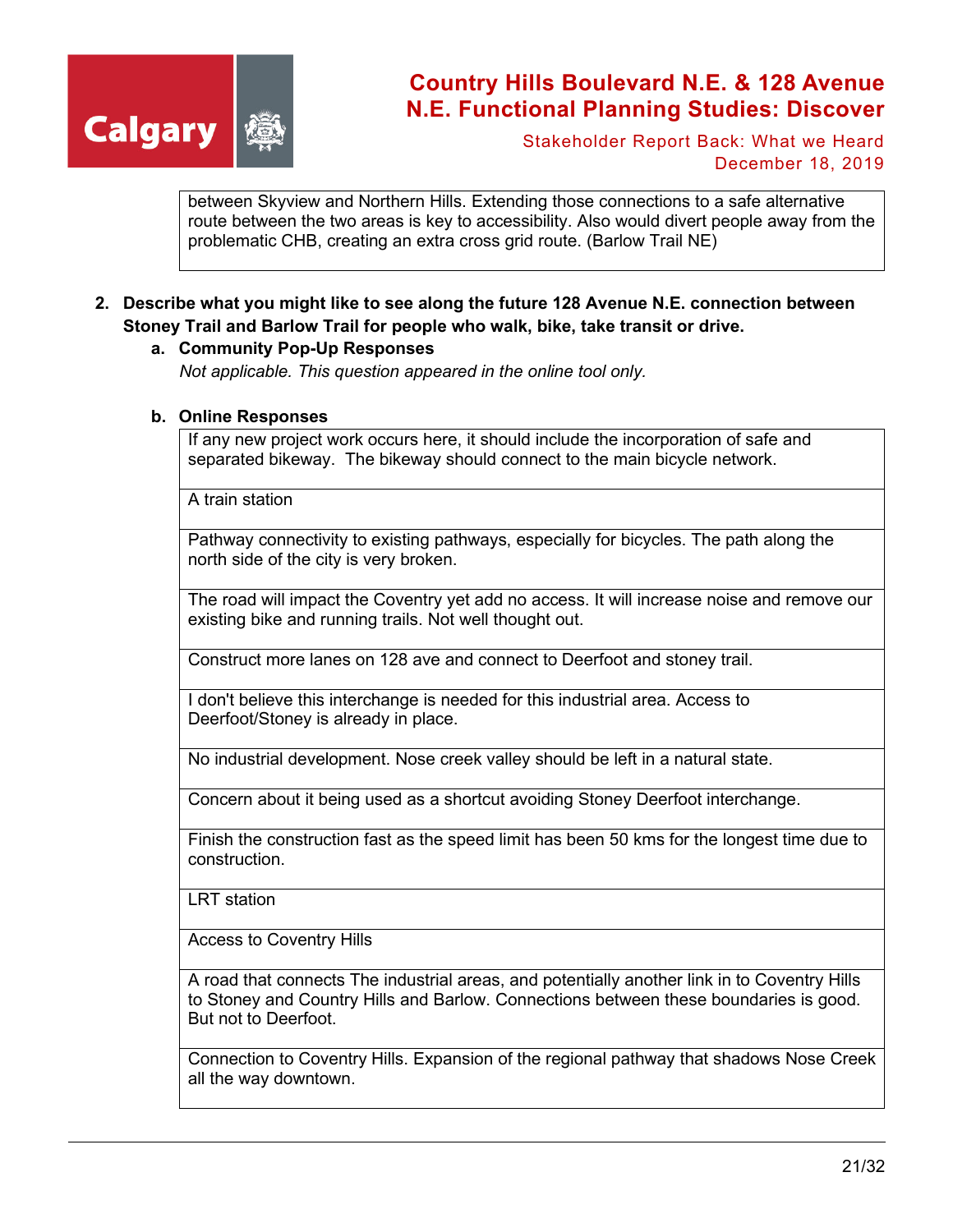| between Skyview and Northern Hills. Extending those connections to a safe alternative route between the two areas is key to accessibility. Also would divert people away from the problematic CHB, creating an extra cross grid route. (Barlow Trail NE) |
|---|

2. **Describe what you might like to see along the future 128 Avenue N.E. connection between Stoney Trail and Barlow Trail for people who walk, bike, take transit or drive.**

   a. **Community Pop-Up Responses**

   *Not applicable. This question appeared in the online tool only.*

   b. **Online Responses**

| If any new project work occurs here, it should include the incorporation of safe and separated bikeway. The bikeway should connect to the main bicycle network. |
|---|
| A train station |
| Pathway connectivity to existing pathways, especially for bicycles. The path along the north side of the city is very broken. |
| The road will impact the Coventry yet add no access. It will increase noise and remove our existing bike and running trails. Not well thought out. |
| Construct more lanes on 128 ave and connect to Deerfoot and stoney trail. |
| I don't believe this interchange is needed for this industrial area. Access to Deerfoot/Stoney is already in place. |
| No industrial development. Nose creek valley should be left in a natural state. |
| Concern about it being used as a shortcut avoiding Stoney Deerfoot interchange. |
| Finish the construction fast as the speed limit has been 50 kms for the longest time due to construction. |
| LRT station |
| Access to Coventry Hills |
| A road that connects The industrial areas, and potentially another link in to Coventry Hills to Stoney and Country Hills and Barlow. Connections between these boundaries is good. But not to Deerfoot. |
| Connection to Coventry Hills. Expansion of the regional pathway that shadows Nose Creek all the way downtown. |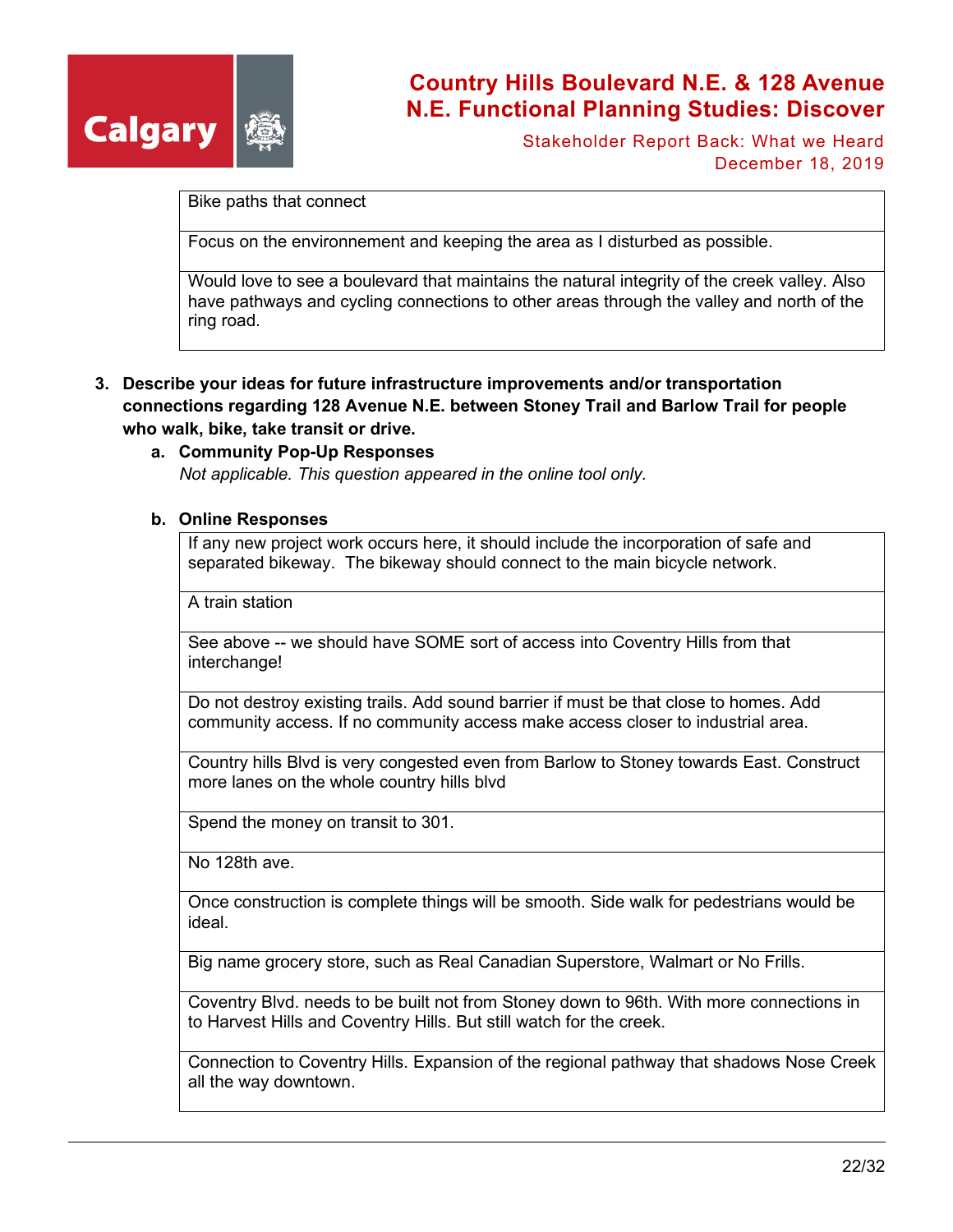| Bike paths that connect |
|---|
| Focus on the environnement and keeping the area as I disturbed as possible. |
| Would love to see a boulevard that maintains the natural integrity of the creek valley. Also have pathways and cycling connections to other areas through the valley and north of the ring road. |

3. **Describe your ideas for future infrastructure improvements and/or transportation connections regarding 128 Avenue N.E. between Stoney Trail and Barlow Trail for people who walk, bike, take transit or drive.**

   a. **Community Pop-Up Responses**

      *Not applicable. This question appeared in the online tool only.*

   b. **Online Responses**

| If any new project work occurs here, it should include the incorporation of safe and separated bikeway. The bikeway should connect to the main bicycle network. |
|---|
| A train station |
| See above -- we should have SOME sort of access into Coventry Hills from that interchange! |
| Do not destroy existing trails. Add sound barrier if must be that close to homes. Add community access. If no community access make access closer to industrial area. |
| Country hills Blvd is very congested even from Barlow to Stoney towards East. Construct more lanes on the whole country hills blvd |
| Spend the money on transit to 301. |
| No 128th ave. |
| Once construction is complete things will be smooth. Side walk for pedestrians would be ideal. |
| Big name grocery store, such as Real Canadian Superstore, Walmart or No Frills. |
| Coventry Blvd. needs to be built not from Stoney down to 96th. With more connections in to Harvest Hills and Coventry Hills. But still watch for the creek. |
| Connection to Coventry Hills. Expansion of the regional pathway that shadows Nose Creek all the way downtown. |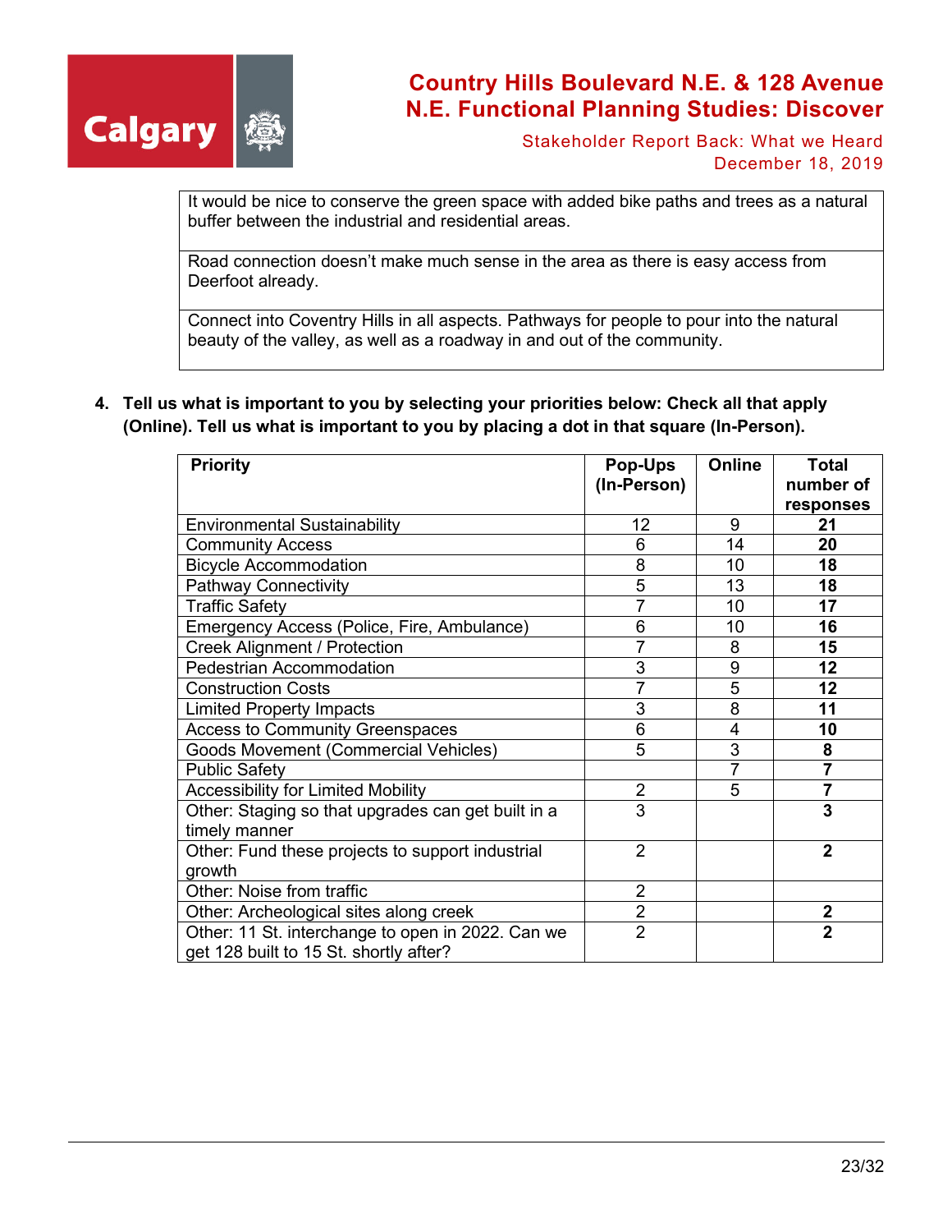| It would be nice to conserve the green space with added bike paths and trees as a natural buffer between the industrial and residential areas. |
|---|
| Road connection doesn't make much sense in the area as there is easy access from Deerfoot already. |
| Connect into Coventry Hills in all aspects. Pathways for people to pour into the natural beauty of the valley, as well as a roadway in and out of the community. |

4. **Tell us what is important to you by selecting your priorities below: Check all that apply (Online). Tell us what is important to you by placing a dot in that square (In-Person).**

| Priority | Pop-Ups (In-Person) | Online | Total number of responses |
|---|---|---|---|
| Environmental Sustainability | 12 | 9 | **21** |
| Community Access | 6 | 14 | **20** |
| Bicycle Accommodation | 8 | 10 | **18** |
| Pathway Connectivity | 5 | 13 | **18** |
| Traffic Safety | 7 | 10 | **17** |
| Emergency Access (Police, Fire, Ambulance) | 6 | 10 | **16** |
| Creek Alignment / Protection | 7 | 8 | **15** |
| Pedestrian Accommodation | 3 | 9 | **12** |
| Construction Costs | 7 | 5 | **12** |
| Limited Property Impacts | 3 | 8 | **11** |
| Access to Community Greenspaces | 6 | 4 | **10** |
| Goods Movement (Commercial Vehicles) | 5 | 3 | **8** |
| Public Safety | | 7 | **7** |
| Accessibility for Limited Mobility | 2 | 5 | **7** |
| Other: Staging so that upgrades can get built in a timely manner | 3 | | **3** |
| Other: Fund these projects to support industrial growth | 2 | | **2** |
| Other: Noise from traffic | 2 | | |
| Other: Archeological sites along creek | 2 | | **2** |
| Other: 11 St. interchange to open in 2022. Can we get 128 built to 15 St. shortly after? | 2 | | **2** |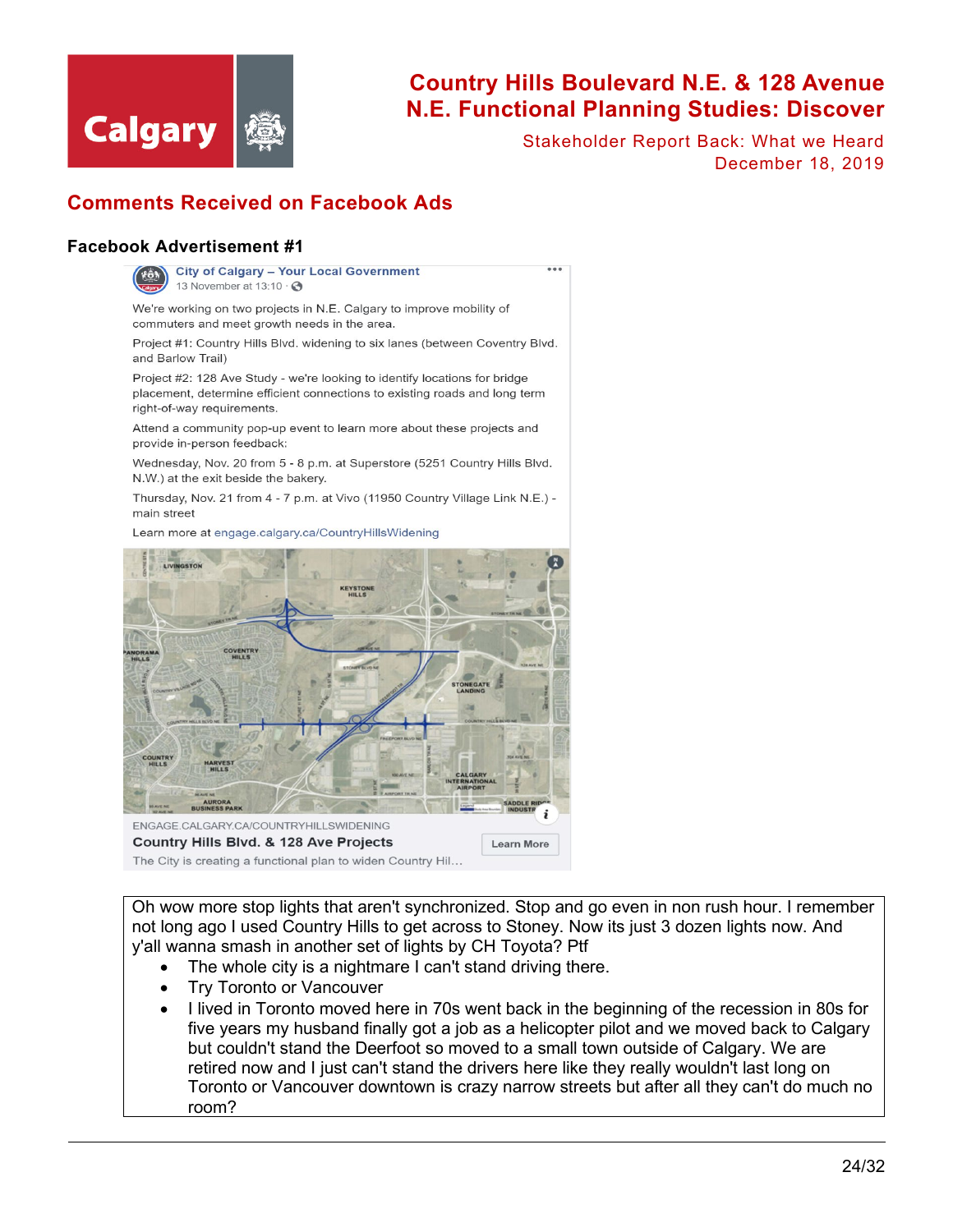## Comments Received on Facebook Ads

### Facebook Advertisement #1

City of Calgary – Your Local Government
13 November at 13:10

We're working on two projects in N.E. Calgary to improve mobility of commuters and meet growth needs in the area.

Project #1: Country Hills Blvd. widening to six lanes (between Coventry Blvd. and Barlow Trail)

Project #2: 128 Ave Study - we're looking to identify locations for bridge placement, determine efficient connections to existing roads and long term right-of-way requirements.

Attend a community pop-up event to learn more about these projects and provide in-person feedback:

Wednesday, Nov. 20 from 5 - 8 p.m. at Superstore (5251 Country Hills Blvd. N.W.) at the exit beside the bakery.

Thursday, Nov. 21 from 4 - 7 p.m. at Vivo (11950 Country Village Link N.E.) - main street

Learn more at engage.calgary.ca/CountryHillsWidening

ENGAGE.CALGARY.CA/COUNTRYHILLSWIDENING
**Country Hills Blvd. & 128 Ave Projects**
The City is creating a functional plan to widen Country Hil...
Learn More

Oh wow more stop lights that aren't synchronized. Stop and go even in non rush hour. I remember not long ago I used Country Hills to get across to Stoney. Now its just 3 dozen lights now. And y'all wanna smash in another set of lights by CH Toyota? Ptf

- The whole city is a nightmare I can't stand driving there.
- Try Toronto or Vancouver
- I lived in Toronto moved here in 70s went back in the beginning of the recession in 80s for five years my husband finally got a job as a helicopter pilot and we moved back to Calgary but couldn't stand the Deerfoot so moved to a small town outside of Calgary. We are retired now and I just can't stand the drivers here like they really wouldn't last long on Toronto or Vancouver downtown is crazy narrow streets but after all they can't do much no room?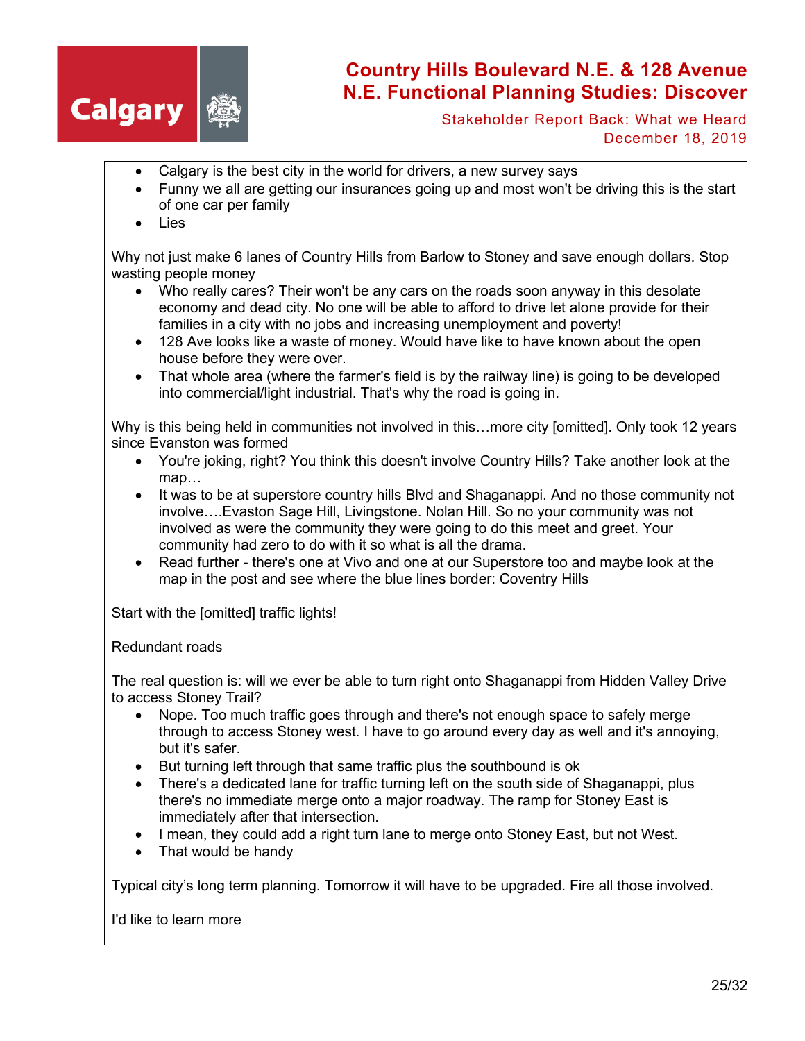| |
|---|
| • Calgary is the best city in the world for drivers, a new survey says<br>• Funny we all are getting our insurances going up and most won't be driving this is the start of one car per family<br>• Lies |
| Why not just make 6 lanes of Country Hills from Barlow to Stoney and save enough dollars. Stop wasting people money<br>• Who really cares? Their won't be any cars on the roads soon anyway in this desolate economy and dead city. No one will be able to afford to drive let alone provide for their families in a city with no jobs and increasing unemployment and poverty!<br>• 128 Ave looks like a waste of money. Would have like to have known about the open house before they were over.<br>• That whole area (where the farmer's field is by the railway line) is going to be developed into commercial/light industrial. That's why the road is going in. |
| Why is this being held in communities not involved in this…more city [omitted]. Only took 12 years since Evanston was formed<br>• You're joking, right? You think this doesn't involve Country Hills? Take another look at the map…<br>• It was to be at superstore country hills Blvd and Shaganappi. And no those community not involve….Evaston Sage Hill, Livingstone. Nolan Hill. So no your community was not involved as were the community they were going to do this meet and greet. Your community had zero to do with it so what is all the drama.<br>• Read further - there's one at Vivo and one at our Superstore too and maybe look at the map in the post and see where the blue lines border: Coventry Hills |
| Start with the [omitted] traffic lights! |
| Redundant roads |
| The real question is: will we ever be able to turn right onto Shaganappi from Hidden Valley Drive to access Stoney Trail?<br>• Nope. Too much traffic goes through and there's not enough space to safely merge through to access Stoney west. I have to go around every day as well and it's annoying, but it's safer.<br>• But turning left through that same traffic plus the southbound is ok<br>• There's a dedicated lane for traffic turning left on the south side of Shaganappi, plus there's no immediate merge onto a major roadway. The ramp for Stoney East is immediately after that intersection.<br>• I mean, they could add a right turn lane to merge onto Stoney East, but not West.<br>• That would be handy |
| Typical city's long term planning. Tomorrow it will have to be upgraded. Fire all those involved. |
| I'd like to learn more |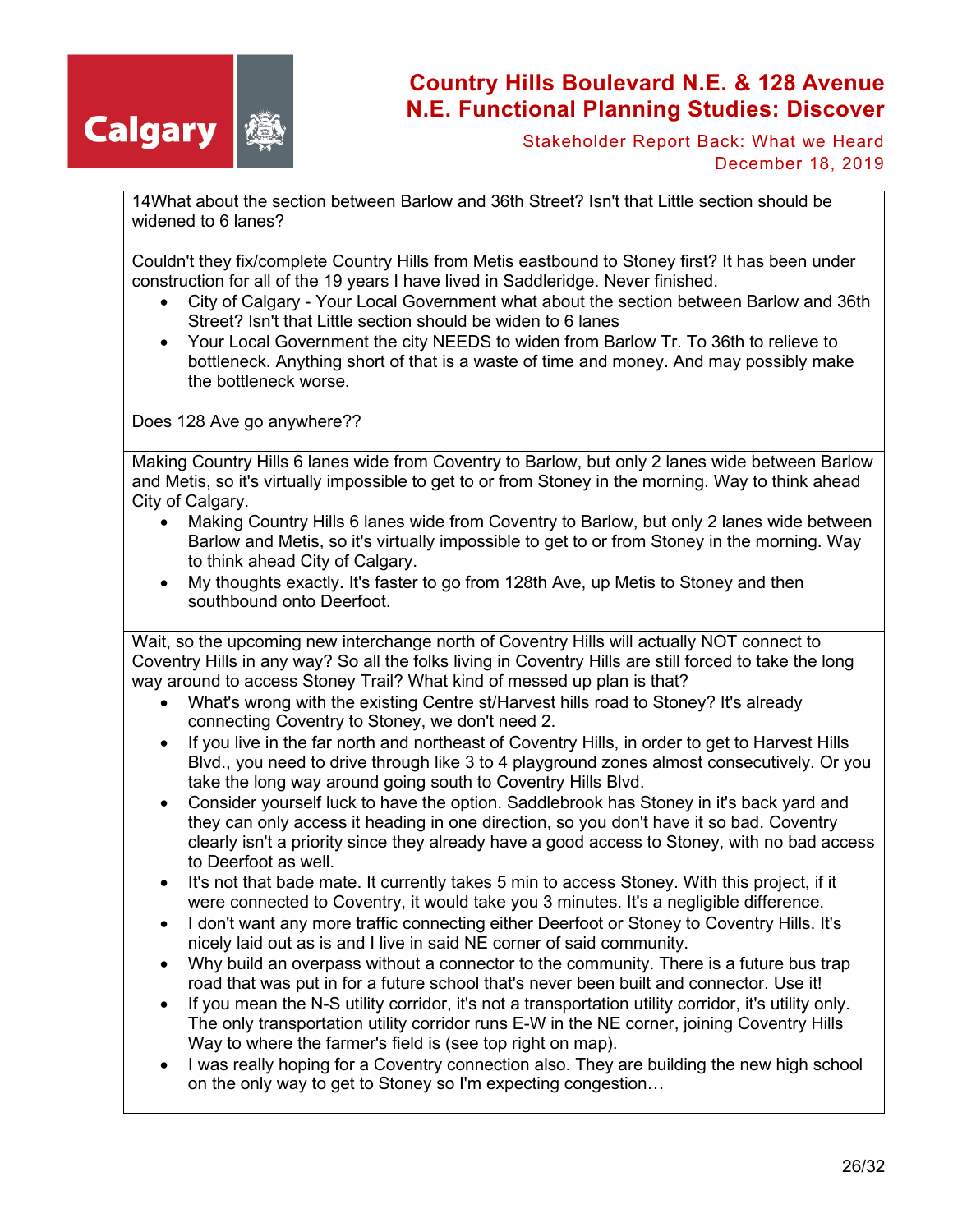| |
|---|
| 14What about the section between Barlow and 36th Street? Isn't that Little section should be widened to 6 lanes? |
| Couldn't they fix/complete Country Hills from Metis eastbound to Stoney first? It has been under construction for all of the 19 years I have lived in Saddleridge. Never finished.<br>• City of Calgary - Your Local Government what about the section between Barlow and 36th Street? Isn't that Little section should be widen to 6 lanes<br>• Your Local Government the city NEEDS to widen from Barlow Tr. To 36th to relieve to bottleneck. Anything short of that is a waste of time and money. And may possibly make the bottleneck worse. |
| Does 128 Ave go anywhere?? |
| Making Country Hills 6 lanes wide from Coventry to Barlow, but only 2 lanes wide between Barlow and Metis, so it's virtually impossible to get to or from Stoney in the morning. Way to think ahead City of Calgary.<br>• Making Country Hills 6 lanes wide from Coventry to Barlow, but only 2 lanes wide between Barlow and Metis, so it's virtually impossible to get to or from Stoney in the morning. Way to think ahead City of Calgary.<br>• My thoughts exactly. It's faster to go from 128th Ave, up Metis to Stoney and then southbound onto Deerfoot. |
| Wait, so the upcoming new interchange north of Coventry Hills will actually NOT connect to Coventry Hills in any way? So all the folks living in Coventry Hills are still forced to take the long way around to access Stoney Trail? What kind of messed up plan is that?<br>• What's wrong with the existing Centre st/Harvest hills road to Stoney? It's already connecting Coventry to Stoney, we don't need 2.<br>• If you live in the far north and northeast of Coventry Hills, in order to get to Harvest Hills Blvd., you need to drive through like 3 to 4 playground zones almost consecutively. Or you take the long way around going south to Coventry Hills Blvd.<br>• Consider yourself luck to have the option. Saddlebrook has Stoney in it's back yard and they can only access it heading in one direction, so you don't have it so bad. Coventry clearly isn't a priority since they already have a good access to Stoney, with no bad access to Deerfoot as well.<br>• It's not that bade mate. It currently takes 5 min to access Stoney. With this project, if it were connected to Coventry, it would take you 3 minutes. It's a negligible difference.<br>• I don't want any more traffic connecting either Deerfoot or Stoney to Coventry Hills. It's nicely laid out as is and I live in said NE corner of said community.<br>• Why build an overpass without a connector to the community. There is a future bus trap road that was put in for a future school that's never been built and connector. Use it!<br>• If you mean the N-S utility corridor, it's not a transportation utility corridor, it's utility only. The only transportation utility corridor runs E-W in the NE corner, joining Coventry Hills Way to where the farmer's field is (see top right on map).<br>• I was really hoping for a Coventry connection also. They are building the new high school on the only way to get to Stoney so I'm expecting congestion… |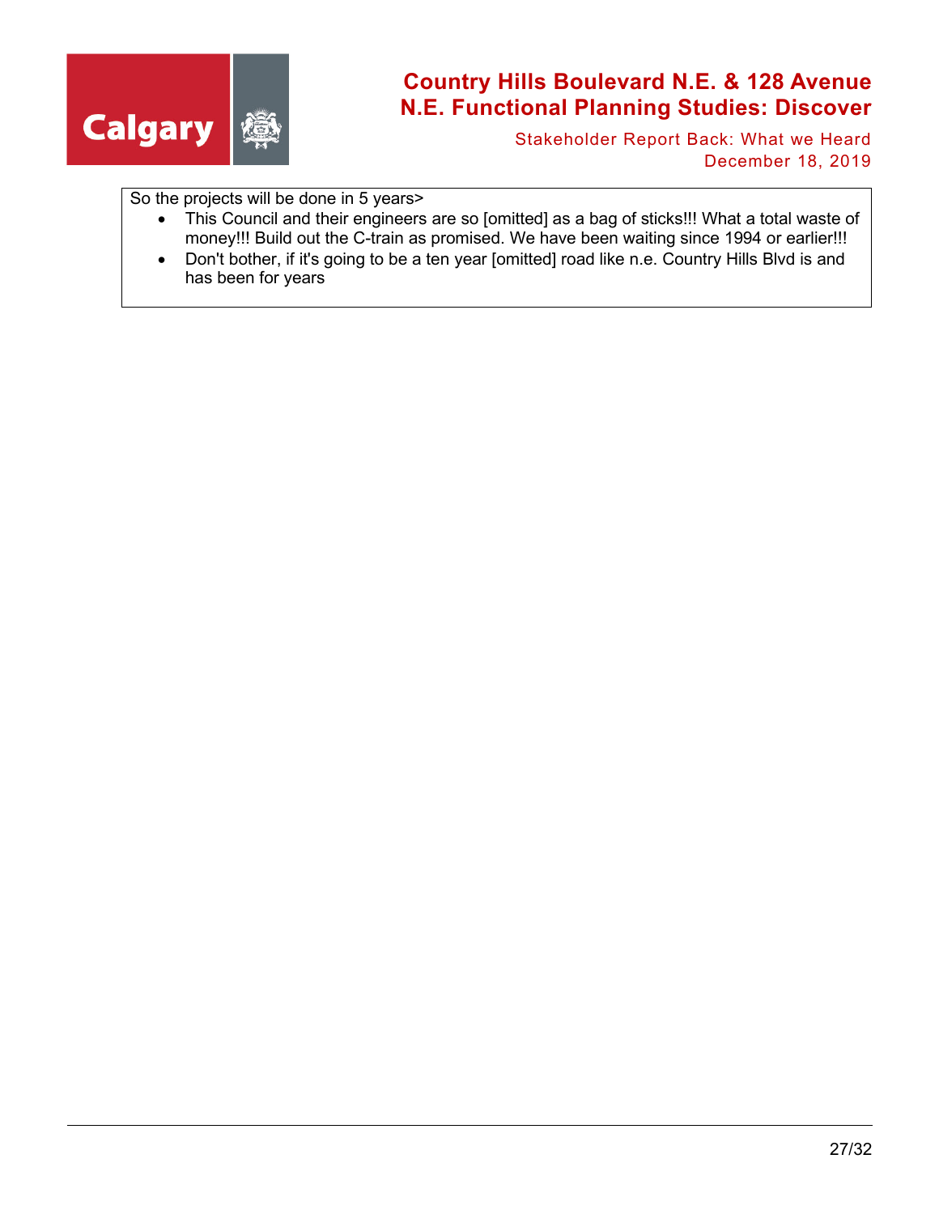So the projects will be done in 5 years>

- This Council and their engineers are so [omitted] as a bag of sticks!!! What a total waste of money!!! Build out the C-train as promised. We have been waiting since 1994 or earlier!!!
- Don't bother, if it's going to be a ten year [omitted] road like n.e. Country Hills Blvd is and has been for years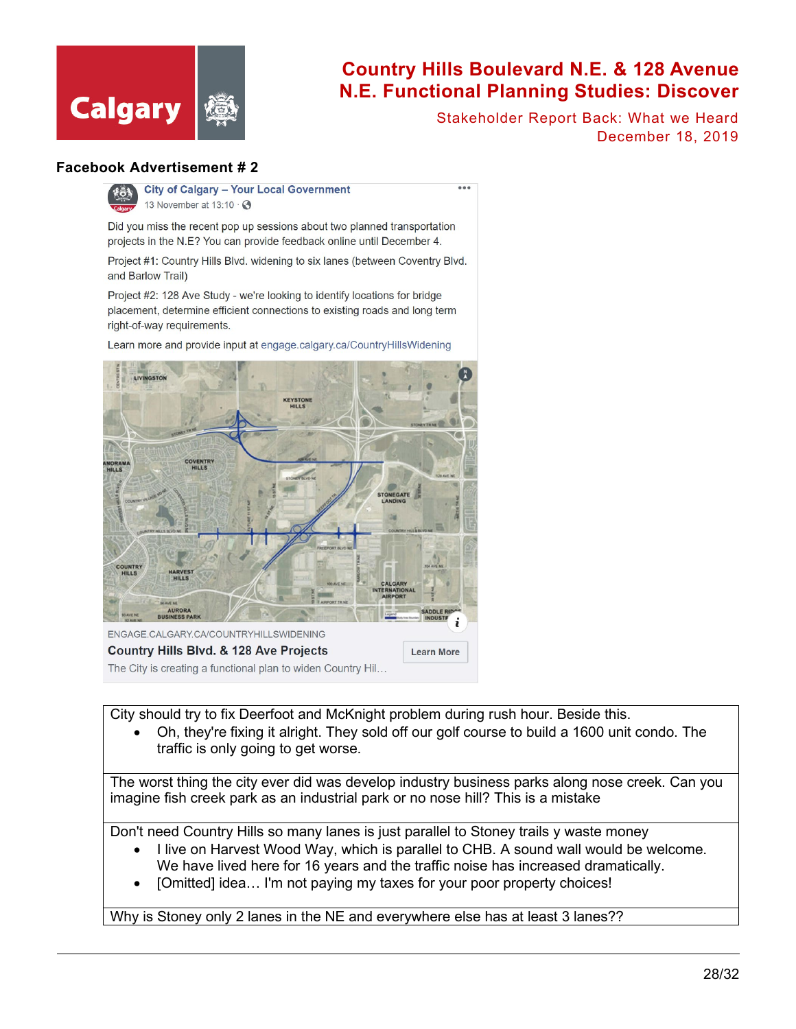## Facebook Advertisement # 2

**City of Calgary – Your Local Government**
13 November at 13:10

Did you miss the recent pop up sessions about two planned transportation projects in the N.E? You can provide feedback online until December 4.

Project #1: Country Hills Blvd. widening to six lanes (between Coventry Blvd. and Barlow Trail)

Project #2: 128 Ave Study - we're looking to identify locations for bridge placement, determine efficient connections to existing roads and long term right-of-way requirements.

Learn more and provide input at engage.calgary.ca/CountryHillsWidening

ENGAGE.CALGARY.CA/COUNTRYHILLSWIDENING
**Country Hills Blvd. & 128 Ave Projects**
The City is creating a functional plan to widen Country Hil…

Learn More

---

City should try to fix Deerfoot and McKnight problem during rush hour. Beside this.

- Oh, they're fixing it alright. They sold off our golf course to build a 1600 unit condo. The traffic is only going to get worse.

---

The worst thing the city ever did was develop industry business parks along nose creek. Can you imagine fish creek park as an industrial park or no nose hill? This is a mistake

---

Don't need Country Hills so many lanes is just parallel to Stoney trails y waste money

- I live on Harvest Wood Way, which is parallel to CHB. A sound wall would be welcome. We have lived here for 16 years and the traffic noise has increased dramatically.
- [Omitted] idea… I'm not paying my taxes for your poor property choices!

---

Why is Stoney only 2 lanes in the NE and everywhere else has at least 3 lanes??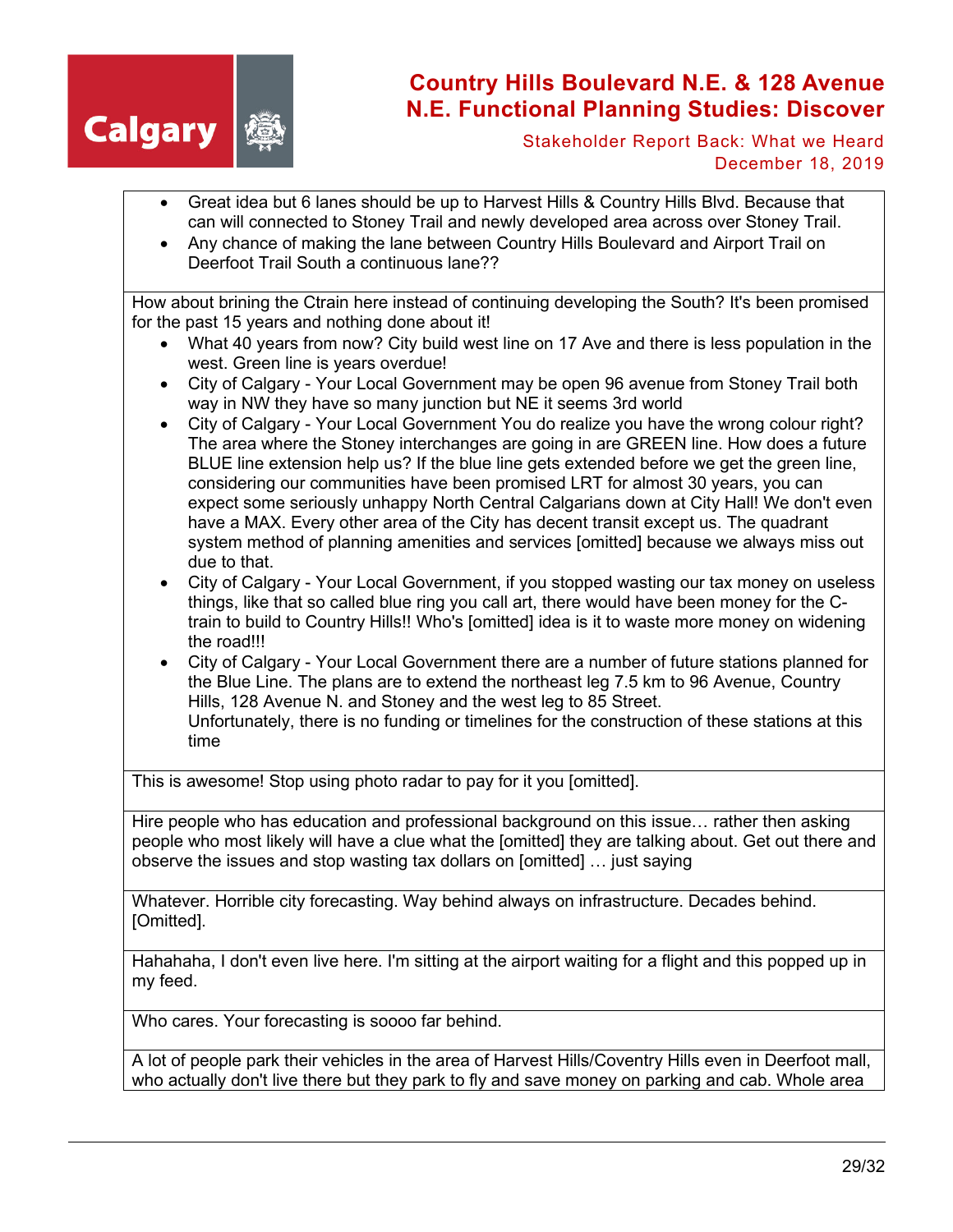| |
|---|
| <ul><li>Great idea but 6 lanes should be up to Harvest Hills & Country Hills Blvd. Because that can will connected to Stoney Trail and newly developed area across over Stoney Trail.</li><li>Any chance of making the lane between Country Hills Boulevard and Airport Trail on Deerfoot Trail South a continuous lane??</li></ul> |
| How about brining the Ctrain here instead of continuing developing the South? It's been promised for the past 15 years and nothing done about it!<ul><li>What 40 years from now? City build west line on 17 Ave and there is less population in the west. Green line is years overdue!</li><li>City of Calgary - Your Local Government may be open 96 avenue from Stoney Trail both way in NW they have so many junction but NE it seems 3rd world</li><li>City of Calgary - Your Local Government You do realize you have the wrong colour right? The area where the Stoney interchanges are going in are GREEN line. How does a future BLUE line extension help us? If the blue line gets extended before we get the green line, considering our communities have been promised LRT for almost 30 years, you can expect some seriously unhappy North Central Calgarians down at City Hall! We don't even have a MAX. Every other area of the City has decent transit except us. The quadrant system method of planning amenities and services [omitted] because we always miss out due to that.</li><li>City of Calgary - Your Local Government, if you stopped wasting our tax money on useless things, like that so called blue ring you call art, there would have been money for the C-train to build to Country Hills!! Who's [omitted] idea is it to waste more money on widening the road!!!</li><li>City of Calgary - Your Local Government there are a number of future stations planned for the Blue Line. The plans are to extend the northeast leg 7.5 km to 96 Avenue, Country Hills, 128 Avenue N. and Stoney and the west leg to 85 Street.<br>Unfortunately, there is no funding or timelines for the construction of these stations at this time</li></ul> |
| This is awesome! Stop using photo radar to pay for it you [omitted]. |
| Hire people who has education and professional background on this issue… rather then asking people who most likely will have a clue what the [omitted] they are talking about. Get out there and observe the issues and stop wasting tax dollars on [omitted] … just saying |
| Whatever. Horrible city forecasting. Way behind always on infrastructure. Decades behind. [Omitted]. |
| Hahahaha, I don't even live here. I'm sitting at the airport waiting for a flight and this popped up in my feed. |
| Who cares. Your forecasting is soooo far behind. |
| A lot of people park their vehicles in the area of Harvest Hills/Coventry Hills even in Deerfoot mall, who actually don't live there but they park to fly and save money on parking and cab. Whole area |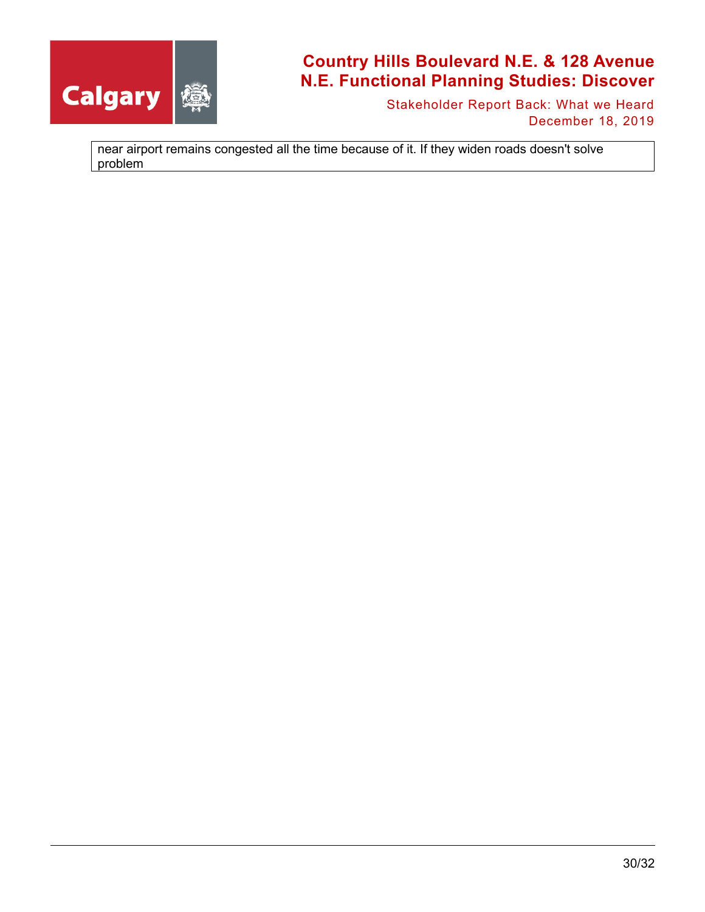| near airport remains congested all the time because of it. If they widen roads doesn't solve problem |
|---|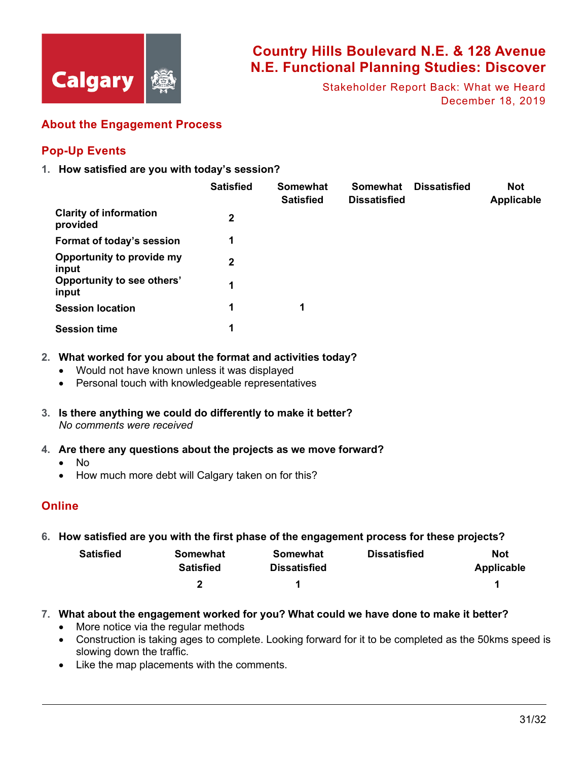## About the Engagement Process

## Pop-Up Events

1. **How satisfied are you with today's session?**

| | Satisfied | Somewhat Satisfied | Somewhat Dissatisfied | Dissatisfied | Not Applicable |
|---|---|---|---|---|---|
| **Clarity of information provided** | 2 | | | | |
| **Format of today's session** | 1 | | | | |
| **Opportunity to provide my input** | 2 | | | | |
| **Opportunity to see others' input** | 1 | | | | |
| **Session location** | 1 | 1 | | | |
| **Session time** | 1 | | | | |

2. **What worked for you about the format and activities today?**
   - Would not have known unless it was displayed
   - Personal touch with knowledgeable representatives

3. **Is there anything we could do differently to make it better?**
   *No comments were received*

4. **Are there any questions about the projects as we move forward?**
   - No
   - How much more debt will Calgary taken on for this?

## Online

6. **How satisfied are you with the first phase of the engagement process for these projects?**

| Satisfied | Somewhat Satisfied | Somewhat Dissatisfied | Dissatisfied | Not Applicable |
|---|---|---|---|---|
| | 2 | 1 | | 1 |

7. **What about the engagement worked for you? What could we have done to make it better?**
   - More notice via the regular methods
   - Construction is taking ages to complete. Looking forward for it to be completed as the 50kms speed is slowing down the traffic.
   - Like the map placements with the comments.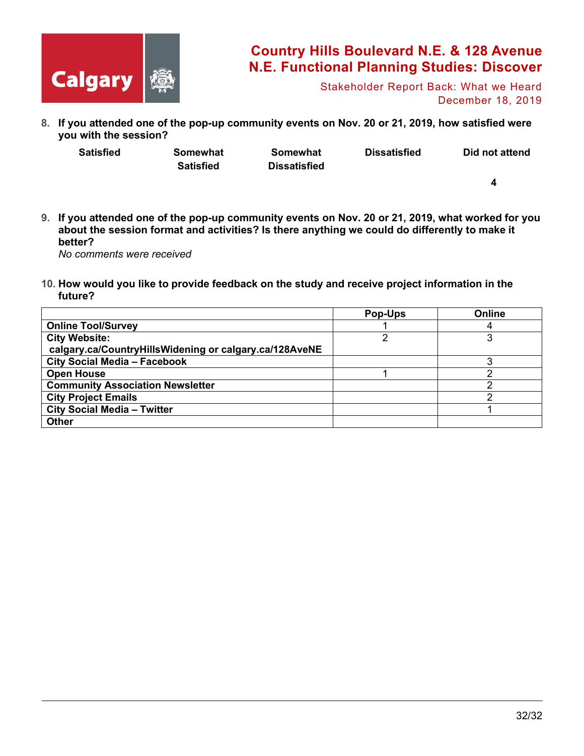8. **If you attended one of the pop-up community events on Nov. 20 or 21, 2019, how satisfied were you with the session?**

| Satisfied | Somewhat Satisfied | Somewhat Dissatisfied | Dissatisfied | Did not attend |
|---|---|---|---|---|
| | | | | 4 |

9. **If you attended one of the pop-up community events on Nov. 20 or 21, 2019, what worked for you about the session format and activities? Is there anything we could do differently to make it better?**
   *No comments were received*

10. **How would you like to provide feedback on the study and receive project information in the future?**

| | Pop-Ups | Online |
|---|---|---|
| **Online Tool/Survey** | 1 | 4 |
| **City Website: calgary.ca/CountryHillsWidening or calgary.ca/128AveNE** | 2 | 3 |
| **City Social Media – Facebook** | | 3 |
| **Open House** | 1 | 2 |
| **Community Association Newsletter** | | 2 |
| **City Project Emails** | | 2 |
| **City Social Media – Twitter** | | 1 |
| **Other** | | |